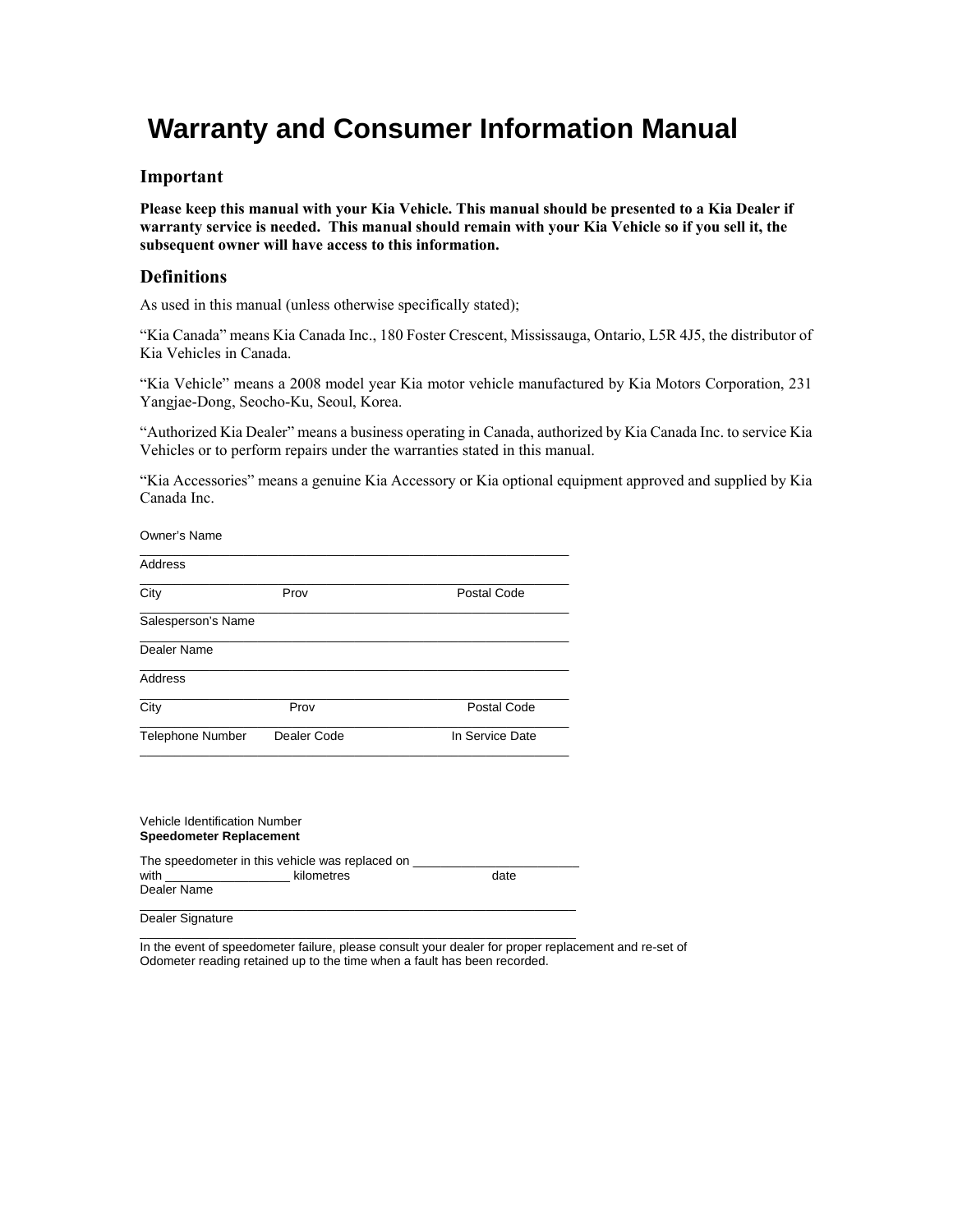# Warranty and Consumer Information Manual

## Important

**Please keep this manual with your Kia Vehicle. This manual should be presented to a Kia Dealer if warranty service is needed. This manual should remain with your Kia Vehicle so if you sell it, the subsequent owner will have access to this information.**

## Definitions

As used in this manual (unless otherwise specifically stated);

“Kia Canada” means Kia Canada Inc., 180 Foster Crescent, Mississauga, Ontario, L5R 4J5, the distributor of Kia Vehicles in Canada.

“Kia Vehicle” means a 2008 model year Kia motor vehicle manufactured by Kia Motors Corporation, 231 Yangjae-Dong, Seocho-Ku, Seoul, Korea.

“Authorized Kia Dealer” means a business operating in Canada, authorized by Kia Canada Inc. to service Kia Vehicles or to perform repairs under the warranties stated in this manual.

“Kia Accessories” means a genuine Kia Accessory or Kia optional equipment approved and supplied by Kia Canada Inc.

Owner's Name

_______________________________________________

Address

_______________________________________________

City　　　　Prov　　　　Postal Code

_______________________________________________

Salesperson's Name

_______________________________________________

Dealer Name

_______________________________________________

Address

_______________________________________________

City　　　　Prov　　　　Postal Code

_______________________________________________

Telephone Number　　Dealer Code　　In Service Date

_______________________________________________

Vehicle Identification Number

**Speedometer Replacement**

The speedometer in this vehicle was replaced on ____________________

with ______________ kilometres　　　　date

Dealer Name

_______________________________________________

Dealer Signature

_______________________________________________

In the event of speedometer failure, please consult your dealer for proper replacement and re-set of Odometer reading retained up to the time when a fault has been recorded.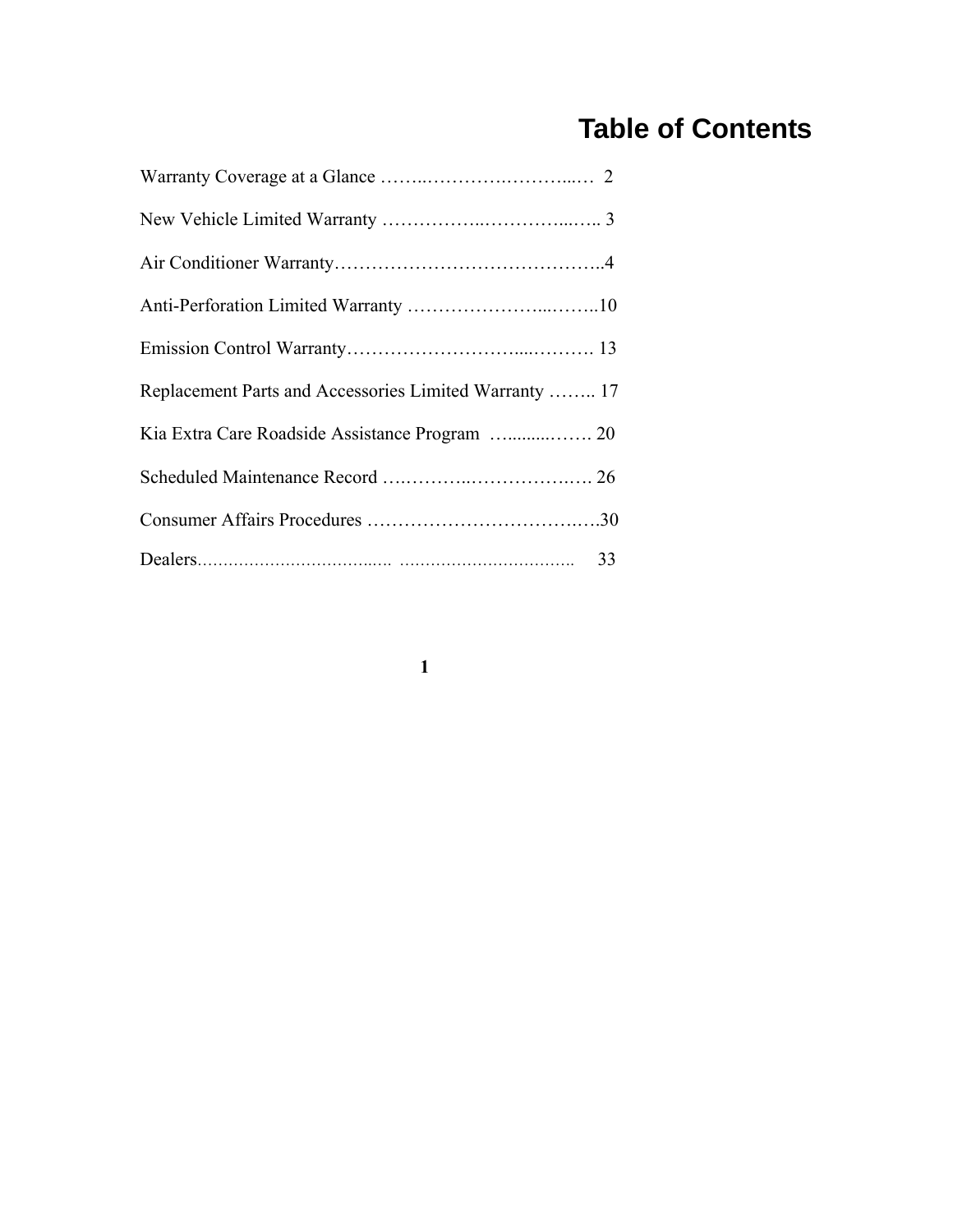# Table of Contents

Warranty Coverage at a Glance …….………….………..… 2

New Vehicle Limited Warranty ……………..…………..….. 3

Air Conditioner Warranty……………………………………..4

Anti-Perforation Limited Warranty …………………...……..10

Emission Control Warranty……………………….....………. 13

Replacement Parts and Accessories Limited Warranty …….. 17

Kia Extra Care Roadside Assistance Program …........……. 20

Scheduled Maintenance Record ….………..……………..…. 26

Consumer Affairs Procedures ……………………………..….30

Dealers……………………….….. ……………………………. 33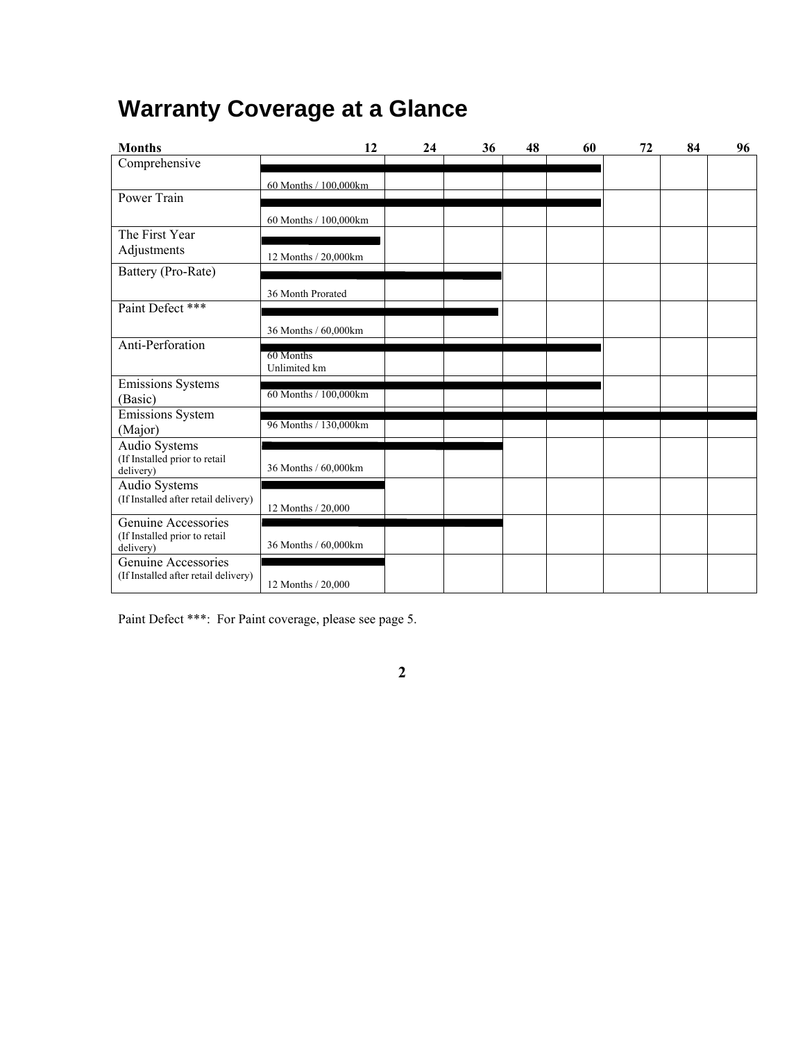# Warranty Coverage at a Glance

| Months | 12 | 24 | 36 | 48 | 60 | 72 | 84 | 96 |
|---|---|---|---|---|---|---|---|---|
| Comprehensive | 60 Months / 100,000km | | | | | | | |
| Power Train | 60 Months / 100,000km | | | | | | | |
| The First Year Adjustments | 12 Months / 20,000km | | | | | | | |
| Battery (Pro-Rate) | 36 Month Prorated | | | | | | | |
| Paint Defect *** | 36 Months / 60,000km | | | | | | | |
| Anti-Perforation | 60 Months Unlimited km | | | | | | | |
| Emissions Systems (Basic) | 60 Months / 100,000km | | | | | | | |
| Emissions System (Major) | 96 Months / 130,000km | | | | | | | |
| Audio Systems (If Installed prior to retail delivery) | 36 Months / 60,000km | | | | | | | |
| Audio Systems (If Installed after retail delivery) | 12 Months / 20,000 | | | | | | | |
| Genuine Accessories (If Installed prior to retail delivery) | 36 Months / 60,000km | | | | | | | |
| Genuine Accessories (If Installed after retail delivery) | 12 Months / 20,000 | | | | | | | |

Paint Defect ***: For Paint coverage, please see page 5.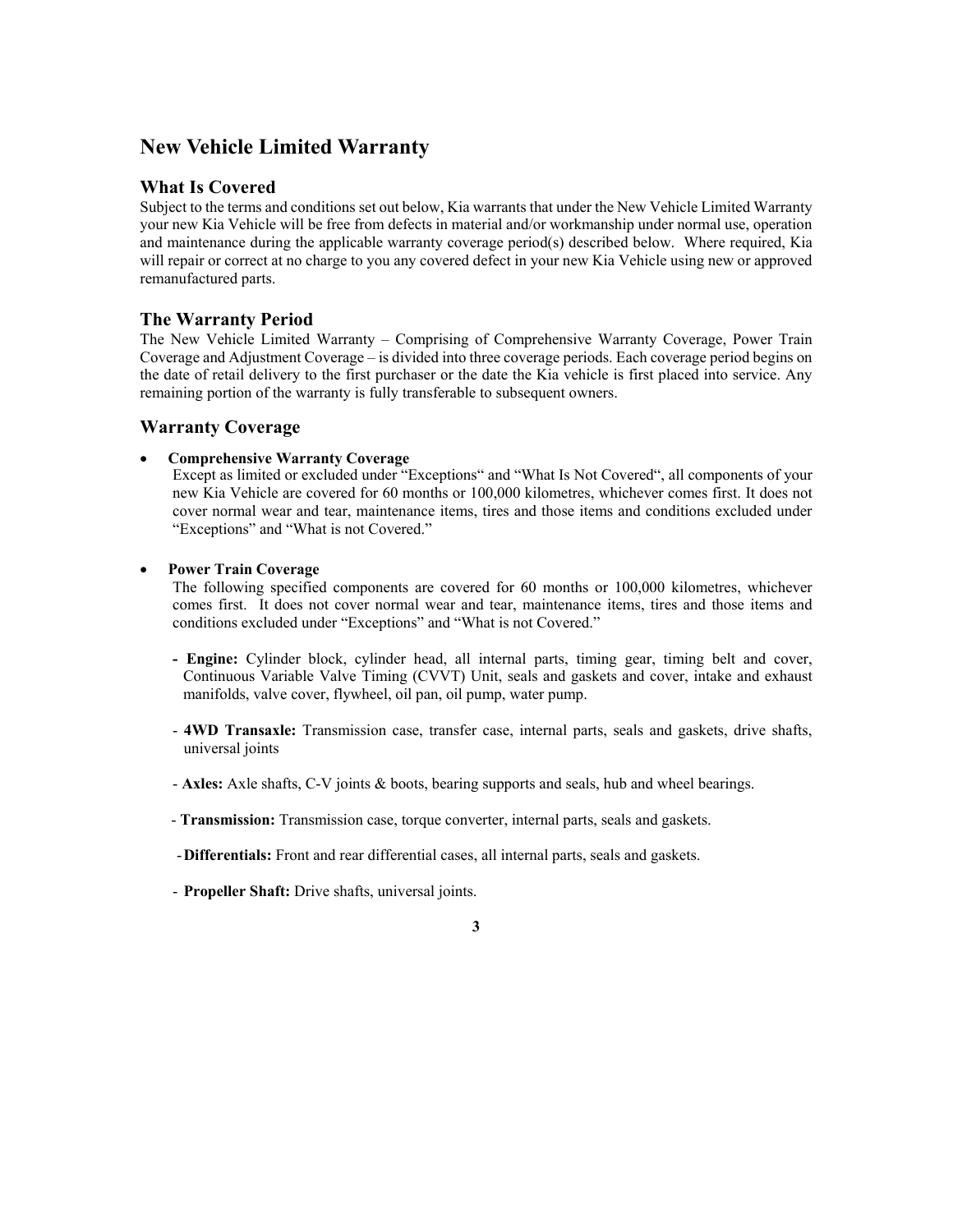# New Vehicle Limited Warranty

## What Is Covered

Subject to the terms and conditions set out below, Kia warrants that under the New Vehicle Limited Warranty your new Kia Vehicle will be free from defects in material and/or workmanship under normal use, operation and maintenance during the applicable warranty coverage period(s) described below. Where required, Kia will repair or correct at no charge to you any covered defect in your new Kia Vehicle using new or approved remanufactured parts.

## The Warranty Period

The New Vehicle Limited Warranty – Comprising of Comprehensive Warranty Coverage, Power Train Coverage and Adjustment Coverage – is divided into three coverage periods. Each coverage period begins on the date of retail delivery to the first purchaser or the date the Kia vehicle is first placed into service. Any remaining portion of the warranty is fully transferable to subsequent owners.

## Warranty Coverage

- **Comprehensive Warranty Coverage**
  Except as limited or excluded under "Exceptions" and "What Is Not Covered", all components of your new Kia Vehicle are covered for 60 months or 100,000 kilometres, whichever comes first. It does not cover normal wear and tear, maintenance items, tires and those items and conditions excluded under "Exceptions" and "What is not Covered."

- **Power Train Coverage**
  The following specified components are covered for 60 months or 100,000 kilometres, whichever comes first. It does not cover normal wear and tear, maintenance items, tires and those items and conditions excluded under "Exceptions" and "What is not Covered."

  - **Engine:** Cylinder block, cylinder head, all internal parts, timing gear, timing belt and cover, Continuous Variable Valve Timing (CVVT) Unit, seals and gaskets and cover, intake and exhaust manifolds, valve cover, flywheel, oil pan, oil pump, water pump.

  - **4WD Transaxle:** Transmission case, transfer case, internal parts, seals and gaskets, drive shafts, universal joints

  - **Axles:** Axle shafts, C-V joints & boots, bearing supports and seals, hub and wheel bearings.

  - **Transmission:** Transmission case, torque converter, internal parts, seals and gaskets.

  - **Differentials:** Front and rear differential cases, all internal parts, seals and gaskets.

  - **Propeller Shaft:** Drive shafts, universal joints.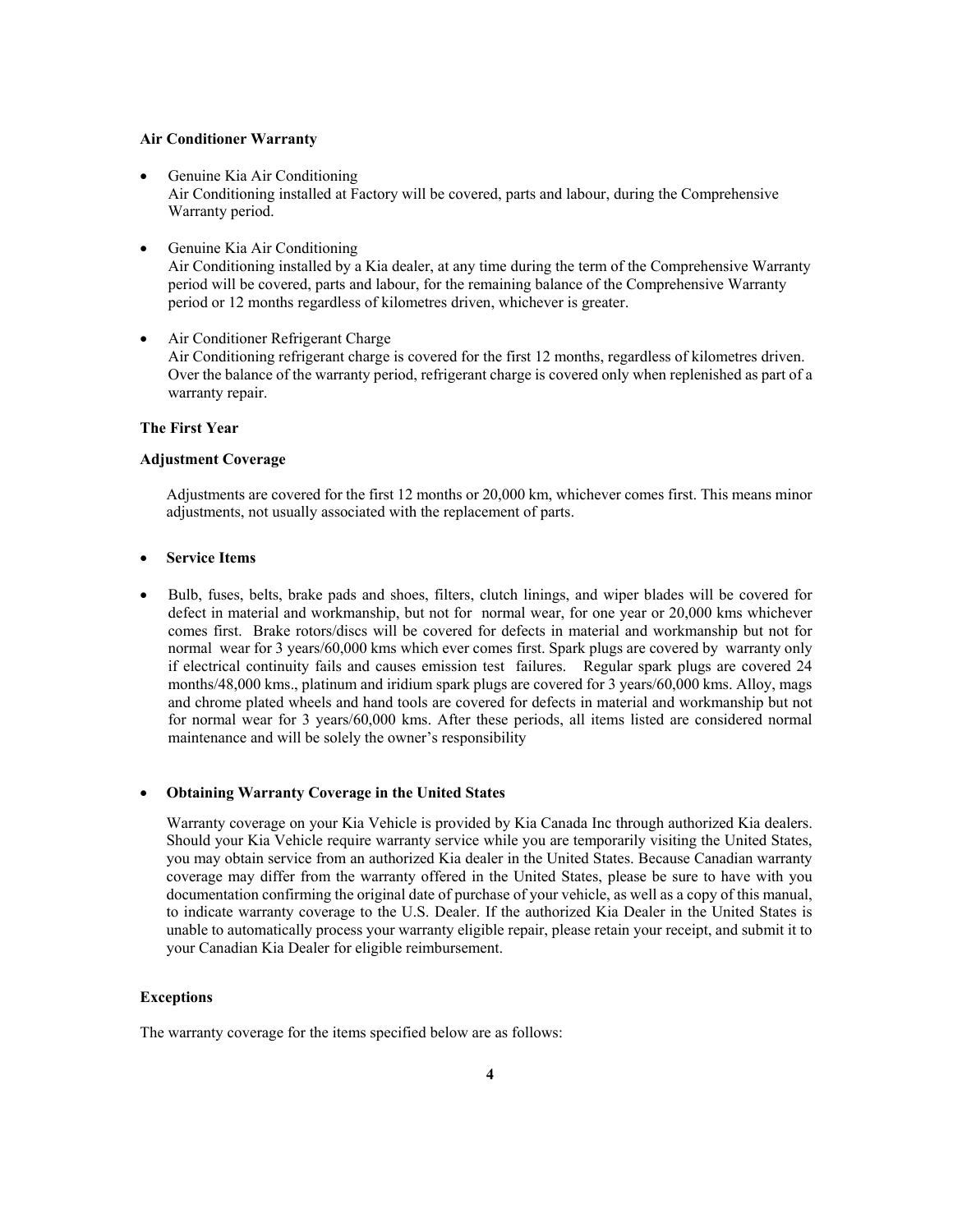**Air Conditioner Warranty**

- Genuine Kia Air Conditioning
  Air Conditioning installed at Factory will be covered, parts and labour, during the Comprehensive Warranty period.

- Genuine Kia Air Conditioning
  Air Conditioning installed by a Kia dealer, at any time during the term of the Comprehensive Warranty period will be covered, parts and labour, for the remaining balance of the Comprehensive Warranty period or 12 months regardless of kilometres driven, whichever is greater.

- Air Conditioner Refrigerant Charge
  Air Conditioning refrigerant charge is covered for the first 12 months, regardless of kilometres driven. Over the balance of the warranty period, refrigerant charge is covered only when replenished as part of a warranty repair.

**The First Year**

**Adjustment Coverage**

Adjustments are covered for the first 12 months or 20,000 km, whichever comes first. This means minor adjustments, not usually associated with the replacement of parts.

- **Service Items**

- Bulb, fuses, belts, brake pads and shoes, filters, clutch linings, and wiper blades will be covered for defect in material and workmanship, but not for normal wear, for one year or 20,000 kms whichever comes first. Brake rotors/discs will be covered for defects in material and workmanship but not for normal wear for 3 years/60,000 kms which ever comes first. Spark plugs are covered by warranty only if electrical continuity fails and causes emission test failures. Regular spark plugs are covered 24 months/48,000 kms., platinum and iridium spark plugs are covered for 3 years/60,000 kms. Alloy, mags and chrome plated wheels and hand tools are covered for defects in material and workmanship but not for normal wear for 3 years/60,000 kms. After these periods, all items listed are considered normal maintenance and will be solely the owner's responsibility

- **Obtaining Warranty Coverage in the United States**

  Warranty coverage on your Kia Vehicle is provided by Kia Canada Inc through authorized Kia dealers. Should your Kia Vehicle require warranty service while you are temporarily visiting the United States, you may obtain service from an authorized Kia dealer in the United States. Because Canadian warranty coverage may differ from the warranty offered in the United States, please be sure to have with you documentation confirming the original date of purchase of your vehicle, as well as a copy of this manual, to indicate warranty coverage to the U.S. Dealer. If the authorized Kia Dealer in the United States is unable to automatically process your warranty eligible repair, please retain your receipt, and submit it to your Canadian Kia Dealer for eligible reimbursement.

**Exceptions**

The warranty coverage for the items specified below are as follows: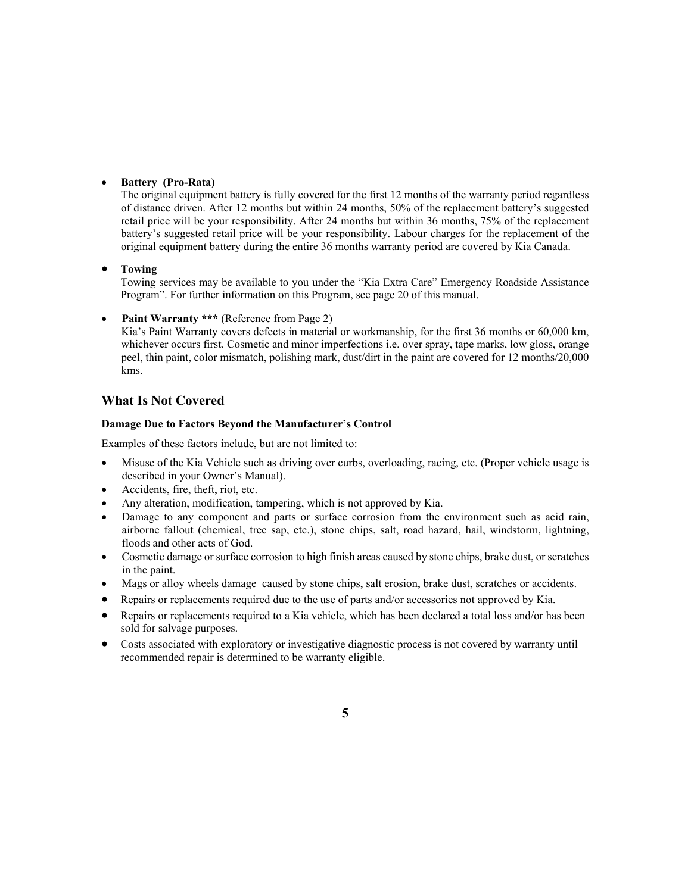- **Battery (Pro-Rata)**
  The original equipment battery is fully covered for the first 12 months of the warranty period regardless of distance driven. After 12 months but within 24 months, 50% of the replacement battery's suggested retail price will be your responsibility. After 24 months but within 36 months, 75% of the replacement battery's suggested retail price will be your responsibility. Labour charges for the replacement of the original equipment battery during the entire 36 months warranty period are covered by Kia Canada.

- **Towing**
  Towing services may be available to you under the "Kia Extra Care" Emergency Roadside Assistance Program". For further information on this Program, see page 20 of this manual.

- **Paint Warranty \*\*\*** (Reference from Page 2)
  Kia's Paint Warranty covers defects in material or workmanship, for the first 36 months or 60,000 km, whichever occurs first. Cosmetic and minor imperfections i.e. over spray, tape marks, low gloss, orange peel, thin paint, color mismatch, polishing mark, dust/dirt in the paint are covered for 12 months/20,000 kms.

## What Is Not Covered

**Damage Due to Factors Beyond the Manufacturer's Control**

Examples of these factors include, but are not limited to:

- Misuse of the Kia Vehicle such as driving over curbs, overloading, racing, etc. (Proper vehicle usage is described in your Owner's Manual).
- Accidents, fire, theft, riot, etc.
- Any alteration, modification, tampering, which is not approved by Kia.
- Damage to any component and parts or surface corrosion from the environment such as acid rain, airborne fallout (chemical, tree sap, etc.), stone chips, salt, road hazard, hail, windstorm, lightning, floods and other acts of God.
- Cosmetic damage or surface corrosion to high finish areas caused by stone chips, brake dust, or scratches in the paint.
- Mags or alloy wheels damage caused by stone chips, salt erosion, brake dust, scratches or accidents.
- Repairs or replacements required due to the use of parts and/or accessories not approved by Kia.
- Repairs or replacements required to a Kia vehicle, which has been declared a total loss and/or has been sold for salvage purposes.
- Costs associated with exploratory or investigative diagnostic process is not covered by warranty until recommended repair is determined to be warranty eligible.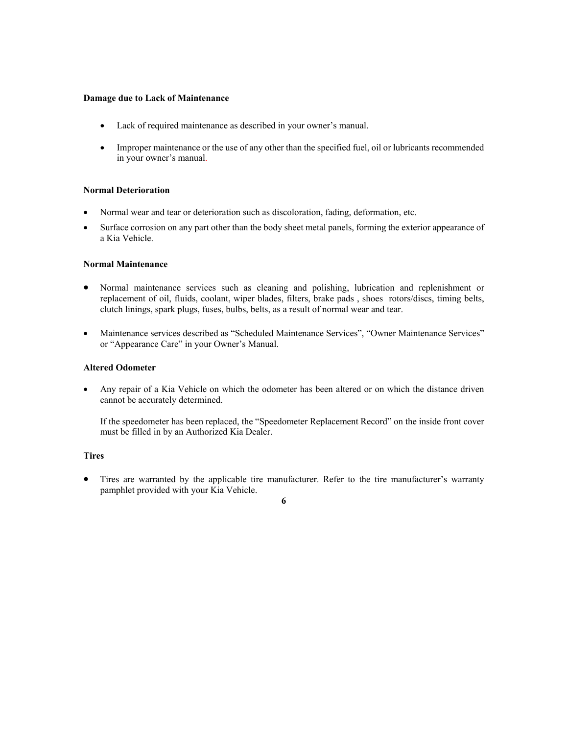**Damage due to Lack of Maintenance**

- Lack of required maintenance as described in your owner's manual.
- Improper maintenance or the use of any other than the specified fuel, oil or lubricants recommended in your owner's manual.

**Normal Deterioration**

- Normal wear and tear or deterioration such as discoloration, fading, deformation, etc.
- Surface corrosion on any part other than the body sheet metal panels, forming the exterior appearance of a Kia Vehicle.

**Normal Maintenance**

- Normal maintenance services such as cleaning and polishing, lubrication and replenishment or replacement of oil, fluids, coolant, wiper blades, filters, brake pads , shoes rotors/discs, timing belts, clutch linings, spark plugs, fuses, bulbs, belts, as a result of normal wear and tear.
- Maintenance services described as "Scheduled Maintenance Services", "Owner Maintenance Services" or "Appearance Care" in your Owner's Manual.

**Altered Odometer**

- Any repair of a Kia Vehicle on which the odometer has been altered or on which the distance driven cannot be accurately determined.

  If the speedometer has been replaced, the "Speedometer Replacement Record" on the inside front cover must be filled in by an Authorized Kia Dealer.

**Tires**

- Tires are warranted by the applicable tire manufacturer. Refer to the tire manufacturer's warranty pamphlet provided with your Kia Vehicle.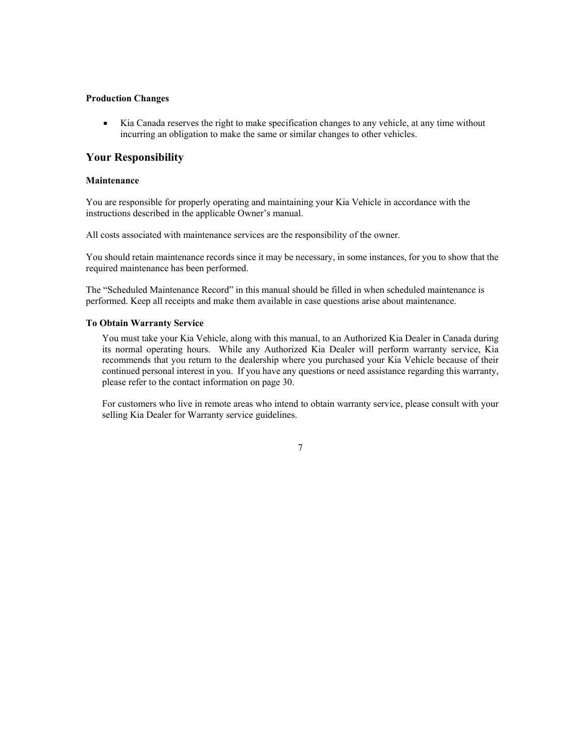#### Production Changes

- Kia Canada reserves the right to make specification changes to any vehicle, at any time without incurring an obligation to make the same or similar changes to other vehicles.

## Your Responsibility

#### Maintenance

You are responsible for properly operating and maintaining your Kia Vehicle in accordance with the instructions described in the applicable Owner's manual.

All costs associated with maintenance services are the responsibility of the owner.

You should retain maintenance records since it may be necessary, in some instances, for you to show that the required maintenance has been performed.

The "Scheduled Maintenance Record" in this manual should be filled in when scheduled maintenance is performed. Keep all receipts and make them available in case questions arise about maintenance.

#### To Obtain Warranty Service

You must take your Kia Vehicle, along with this manual, to an Authorized Kia Dealer in Canada during its normal operating hours. While any Authorized Kia Dealer will perform warranty service, Kia recommends that you return to the dealership where you purchased your Kia Vehicle because of their continued personal interest in you. If you have any questions or need assistance regarding this warranty, please refer to the contact information on page 30.

For customers who live in remote areas who intend to obtain warranty service, please consult with your selling Kia Dealer for Warranty service guidelines.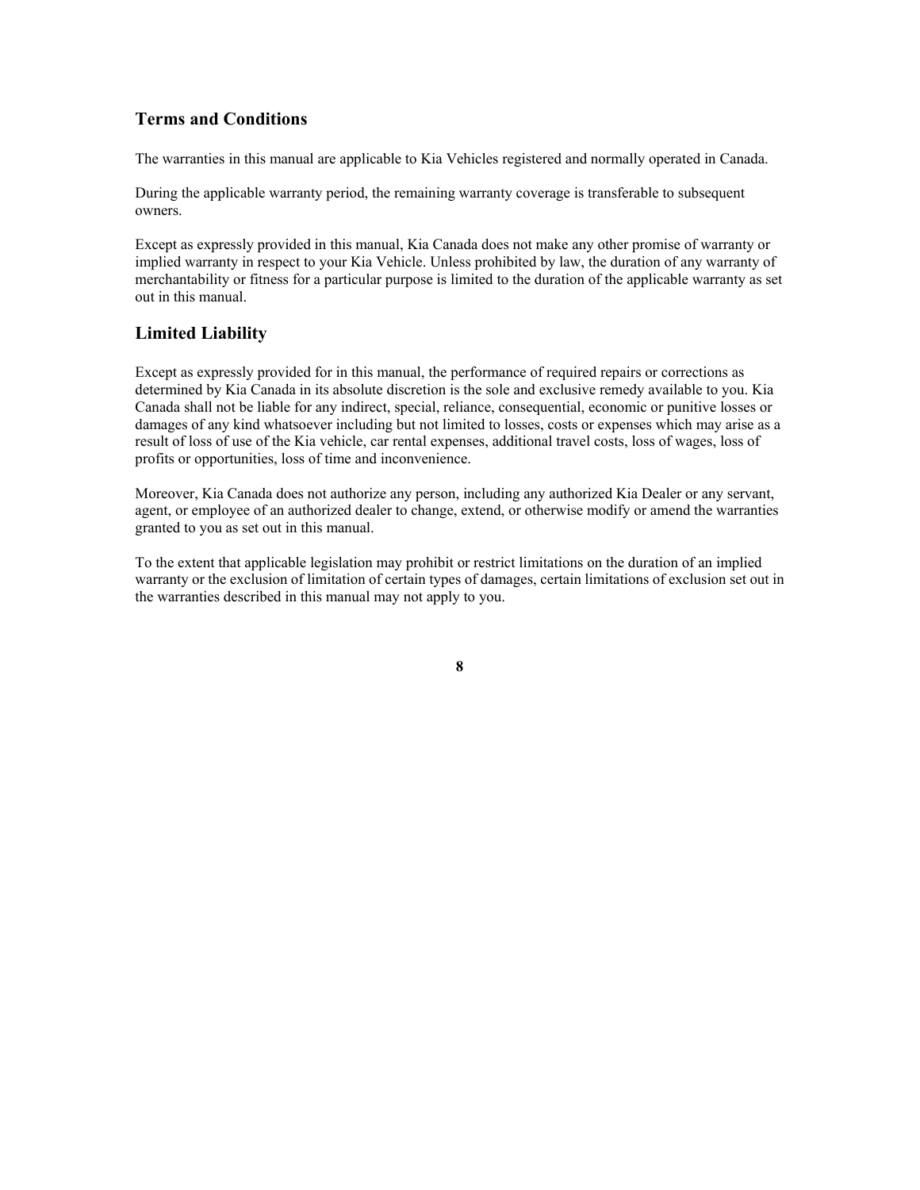## Terms and Conditions

The warranties in this manual are applicable to Kia Vehicles registered and normally operated in Canada.

During the applicable warranty period, the remaining warranty coverage is transferable to subsequent owners.

Except as expressly provided in this manual, Kia Canada does not make any other promise of warranty or implied warranty in respect to your Kia Vehicle. Unless prohibited by law, the duration of any warranty of merchantability or fitness for a particular purpose is limited to the duration of the applicable warranty as set out in this manual.

## Limited Liability

Except as expressly provided for in this manual, the performance of required repairs or corrections as determined by Kia Canada in its absolute discretion is the sole and exclusive remedy available to you. Kia Canada shall not be liable for any indirect, special, reliance, consequential, economic or punitive losses or damages of any kind whatsoever including but not limited to losses, costs or expenses which may arise as a result of loss of use of the Kia vehicle, car rental expenses, additional travel costs, loss of wages, loss of profits or opportunities, loss of time and inconvenience.

Moreover, Kia Canada does not authorize any person, including any authorized Kia Dealer or any servant, agent, or employee of an authorized dealer to change, extend, or otherwise modify or amend the warranties granted to you as set out in this manual.

To the extent that applicable legislation may prohibit or restrict limitations on the duration of an implied warranty or the exclusion of limitation of certain types of damages, certain limitations of exclusion set out in the warranties described in this manual may not apply to you.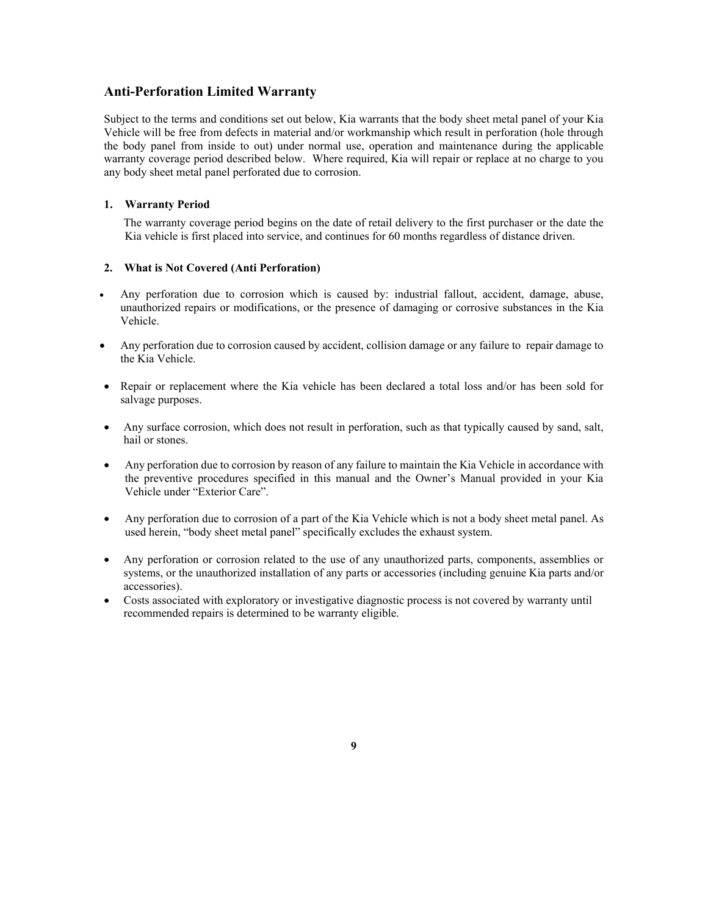## Anti-Perforation Limited Warranty

Subject to the terms and conditions set out below, Kia warrants that the body sheet metal panel of your Kia Vehicle will be free from defects in material and/or workmanship which result in perforation (hole through the body panel from inside to out) under normal use, operation and maintenance during the applicable warranty coverage period described below. Where required, Kia will repair or replace at no charge to you any body sheet metal panel perforated due to corrosion.

### 1. Warranty Period

The warranty coverage period begins on the date of retail delivery to the first purchaser or the date the Kia vehicle is first placed into service, and continues for 60 months regardless of distance driven.

### 2. What is Not Covered (Anti Perforation)

- Any perforation due to corrosion which is caused by: industrial fallout, accident, damage, abuse, unauthorized repairs or modifications, or the presence of damaging or corrosive substances in the Kia Vehicle.
- Any perforation due to corrosion caused by accident, collision damage or any failure to repair damage to the Kia Vehicle.
- Repair or replacement where the Kia vehicle has been declared a total loss and/or has been sold for salvage purposes.
- Any surface corrosion, which does not result in perforation, such as that typically caused by sand, salt, hail or stones.
- Any perforation due to corrosion by reason of any failure to maintain the Kia Vehicle in accordance with the preventive procedures specified in this manual and the Owner's Manual provided in your Kia Vehicle under "Exterior Care".
- Any perforation due to corrosion of a part of the Kia Vehicle which is not a body sheet metal panel. As used herein, "body sheet metal panel" specifically excludes the exhaust system.
- Any perforation or corrosion related to the use of any unauthorized parts, components, assemblies or systems, or the unauthorized installation of any parts or accessories (including genuine Kia parts and/or accessories).
- Costs associated with exploratory or investigative diagnostic process is not covered by warranty until recommended repairs is determined to be warranty eligible.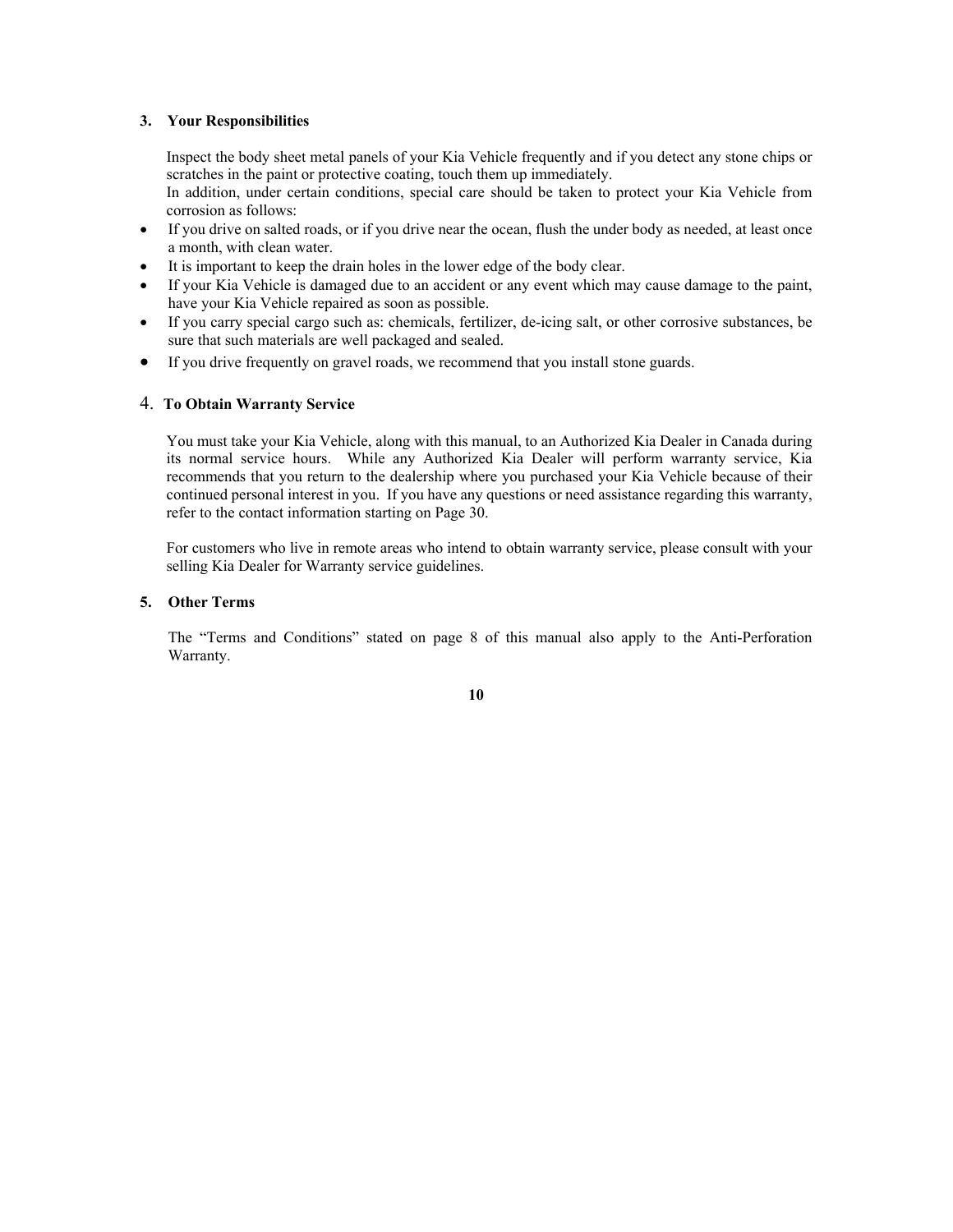### 3. Your Responsibilities

Inspect the body sheet metal panels of your Kia Vehicle frequently and if you detect any stone chips or scratches in the paint or protective coating, touch them up immediately.
In addition, under certain conditions, special care should be taken to protect your Kia Vehicle from corrosion as follows:

- If you drive on salted roads, or if you drive near the ocean, flush the under body as needed, at least once a month, with clean water.
- It is important to keep the drain holes in the lower edge of the body clear.
- If your Kia Vehicle is damaged due to an accident or any event which may cause damage to the paint, have your Kia Vehicle repaired as soon as possible.
- If you carry special cargo such as: chemicals, fertilizer, de-icing salt, or other corrosive substances, be sure that such materials are well packaged and sealed.
- If you drive frequently on gravel roads, we recommend that you install stone guards.

### 4. To Obtain Warranty Service

You must take your Kia Vehicle, along with this manual, to an Authorized Kia Dealer in Canada during its normal service hours. While any Authorized Kia Dealer will perform warranty service, Kia recommends that you return to the dealership where you purchased your Kia Vehicle because of their continued personal interest in you. If you have any questions or need assistance regarding this warranty, refer to the contact information starting on Page 30.

For customers who live in remote areas who intend to obtain warranty service, please consult with your selling Kia Dealer for Warranty service guidelines.

### 5. Other Terms

The "Terms and Conditions" stated on page 8 of this manual also apply to the Anti-Perforation Warranty.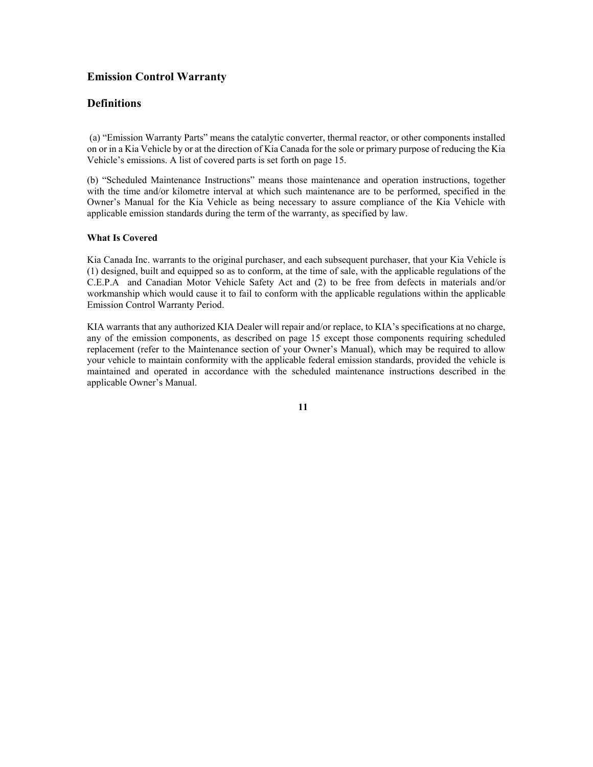## Emission Control Warranty

## Definitions

(a) "Emission Warranty Parts" means the catalytic converter, thermal reactor, or other components installed on or in a Kia Vehicle by or at the direction of Kia Canada for the sole or primary purpose of reducing the Kia Vehicle's emissions. A list of covered parts is set forth on page 15.

(b) "Scheduled Maintenance Instructions" means those maintenance and operation instructions, together with the time and/or kilometre interval at which such maintenance are to be performed, specified in the Owner's Manual for the Kia Vehicle as being necessary to assure compliance of the Kia Vehicle with applicable emission standards during the term of the warranty, as specified by law.

#### What Is Covered

Kia Canada Inc. warrants to the original purchaser, and each subsequent purchaser, that your Kia Vehicle is (1) designed, built and equipped so as to conform, at the time of sale, with the applicable regulations of the C.E.P.A and Canadian Motor Vehicle Safety Act and (2) to be free from defects in materials and/or workmanship which would cause it to fail to conform with the applicable regulations within the applicable Emission Control Warranty Period.

KIA warrants that any authorized KIA Dealer will repair and/or replace, to KIA's specifications at no charge, any of the emission components, as described on page 15 except those components requiring scheduled replacement (refer to the Maintenance section of your Owner's Manual), which may be required to allow your vehicle to maintain conformity with the applicable federal emission standards, provided the vehicle is maintained and operated in accordance with the scheduled maintenance instructions described in the applicable Owner's Manual.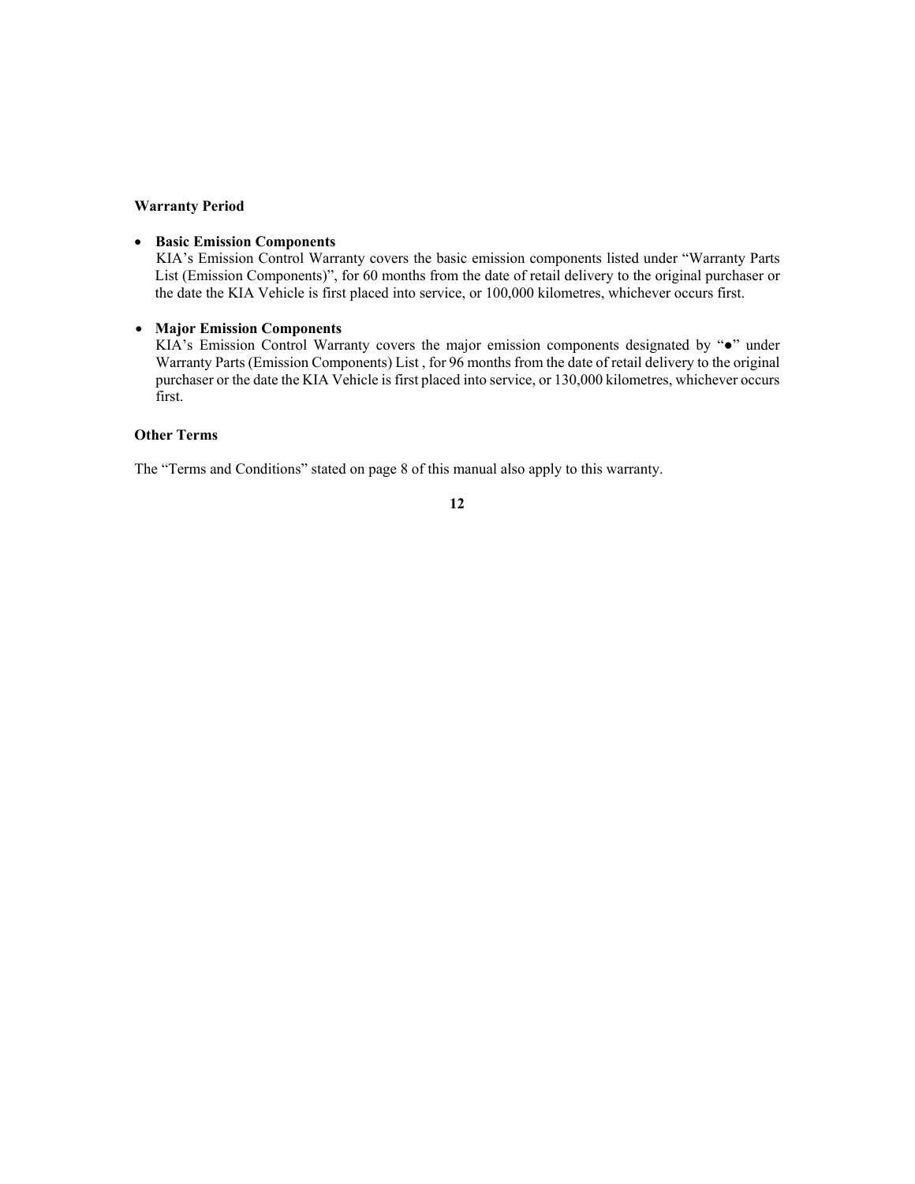**Warranty Period**

- **Basic Emission Components**
  KIA's Emission Control Warranty covers the basic emission components listed under "Warranty Parts List (Emission Components)", for 60 months from the date of retail delivery to the original purchaser or the date the KIA Vehicle is first placed into service, or 100,000 kilometres, whichever occurs first.

- **Major Emission Components**
  KIA's Emission Control Warranty covers the major emission components designated by "●" under Warranty Parts (Emission Components) List , for 96 months from the date of retail delivery to the original purchaser or the date the KIA Vehicle is first placed into service, or 130,000 kilometres, whichever occurs first.

**Other Terms**

The "Terms and Conditions" stated on page 8 of this manual also apply to this warranty.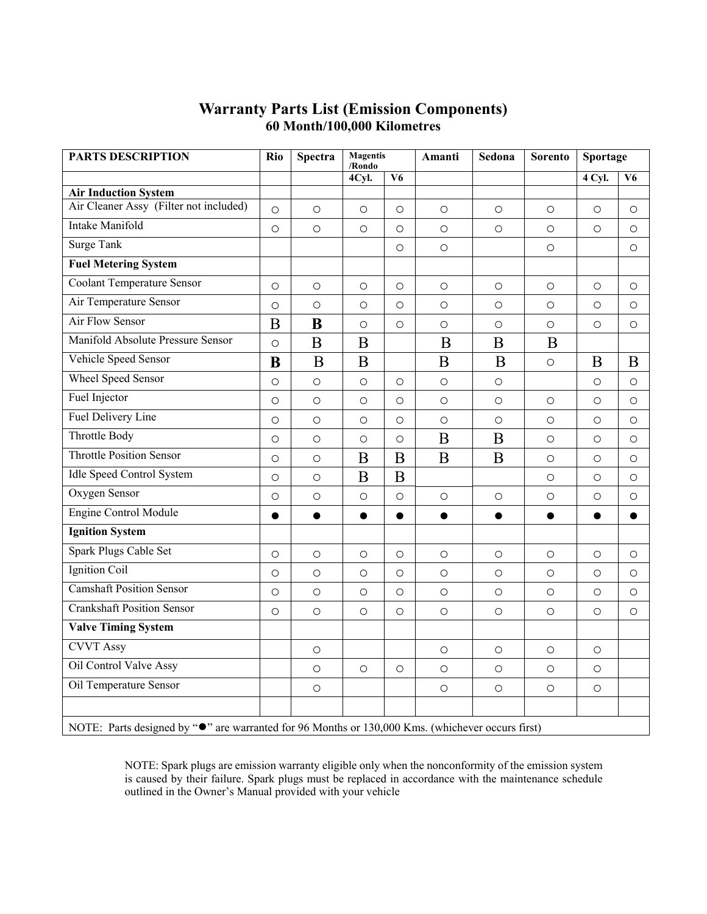# Warranty Parts List (Emission Components)
## 60 Month/100,000 Kilometres

| PARTS DESCRIPTION | Rio | Spectra | Magentis /Rondo | | Amanti | Sedona | Sorento | Sportage | |
|---|---|---|---|---|---|---|---|---|---|
| | | | 4Cyl. | V6 | | | | 4 Cyl. | V6 |
| **Air Induction System** | | | | | | | | | |
| Air Cleaner Assy (Filter not included) | ○ | ○ | ○ | ○ | ○ | ○ | ○ | ○ | ○ |
| Intake Manifold | ○ | ○ | ○ | ○ | ○ | ○ | ○ | ○ | ○ |
| Surge Tank | | | | ○ | ○ | | ○ | | ○ |
| **Fuel Metering System** | | | | | | | | | |
| Coolant Temperature Sensor | ○ | ○ | ○ | ○ | ○ | ○ | ○ | ○ | ○ |
| Air Temperature Sensor | ○ | ○ | ○ | ○ | ○ | ○ | ○ | ○ | ○ |
| Air Flow Sensor | B | **B** | ○ | ○ | ○ | ○ | ○ | ○ | ○ |
| Manifold Absolute Pressure Sensor | ○ | B | B | | B | B | B | | |
| Vehicle Speed Sensor | **B** | B | B | | B | B | ○ | B | B |
| Wheel Speed Sensor | ○ | ○ | ○ | ○ | ○ | ○ | | ○ | ○ |
| Fuel Injector | ○ | ○ | ○ | ○ | ○ | ○ | ○ | ○ | ○ |
| Fuel Delivery Line | ○ | ○ | ○ | ○ | ○ | ○ | ○ | ○ | ○ |
| Throttle Body | ○ | ○ | ○ | ○ | B | B | ○ | ○ | ○ |
| Throttle Position Sensor | ○ | ○ | B | B | B | B | ○ | ○ | ○ |
| Idle Speed Control System | ○ | ○ | B | B | | | ○ | ○ | ○ |
| Oxygen Sensor | ○ | ○ | ○ | ○ | ○ | ○ | ○ | ○ | ○ |
| Engine Control Module | ● | ● | ● | ● | ● | ● | ● | ● | ● |
| **Ignition System** | | | | | | | | | |
| Spark Plugs Cable Set | ○ | ○ | ○ | ○ | ○ | ○ | ○ | ○ | ○ |
| Ignition Coil | ○ | ○ | ○ | ○ | ○ | ○ | ○ | ○ | ○ |
| Camshaft Position Sensor | ○ | ○ | ○ | ○ | ○ | ○ | ○ | ○ | ○ |
| Crankshaft Position Sensor | ○ | ○ | ○ | ○ | ○ | ○ | ○ | ○ | ○ |
| **Valve Timing System** | | | | | | | | | |
| CVVT Assy | | ○ | | | ○ | ○ | ○ | ○ | |
| Oil Control Valve Assy | | ○ | ○ | ○ | ○ | ○ | ○ | ○ | |
| Oil Temperature Sensor | | ○ | | | ○ | ○ | ○ | ○ | |
| | | | | | | | | | |
| NOTE: Parts designed by "●" are warranted for 96 Months or 130,000 Kms. (whichever occurs first) | | | | | | | | | |

NOTE: Spark plugs are emission warranty eligible only when the nonconformity of the emission system is caused by their failure. Spark plugs must be replaced in accordance with the maintenance schedule outlined in the Owner's Manual provided with your vehicle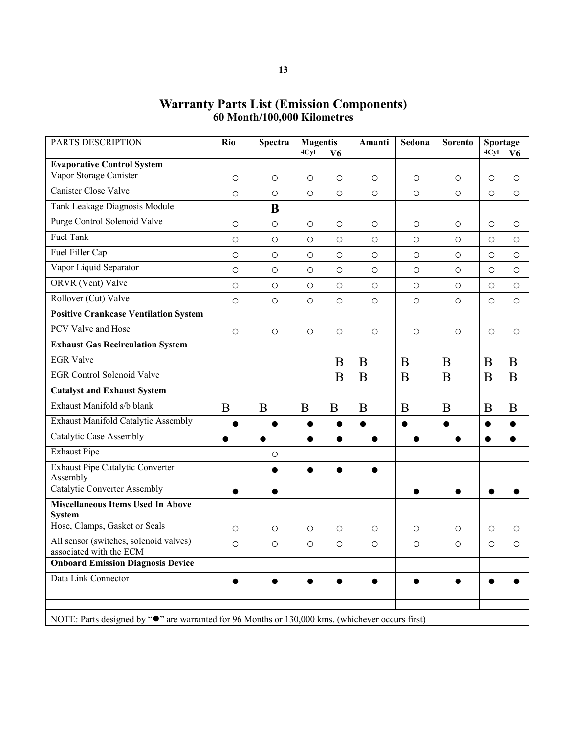# Warranty Parts List (Emission Components)

## 60 Month/100,000 Kilometres

| PARTS DESCRIPTION | Rio | Spectra | Magentis | | Amanti | Sedona | Sorento | Sportage | |
|---|---|---|---|---|---|---|---|---|---|
| | | | 4Cyl | V6 | | | | 4Cyl | V6 |
| **Evaporative Control System** | | | | | | | | | |
| Vapor Storage Canister | ○ | ○ | ○ | ○ | ○ | ○ | ○ | ○ | ○ |
| Canister Close Valve | ○ | ○ | ○ | ○ | ○ | ○ | ○ | ○ | ○ |
| Tank Leakage Diagnosis Module | | **B** | | | | | | | |
| Purge Control Solenoid Valve | ○ | ○ | ○ | ○ | ○ | ○ | ○ | ○ | ○ |
| Fuel Tank | ○ | ○ | ○ | ○ | ○ | ○ | ○ | ○ | ○ |
| Fuel Filler Cap | ○ | ○ | ○ | ○ | ○ | ○ | ○ | ○ | ○ |
| Vapor Liquid Separator | ○ | ○ | ○ | ○ | ○ | ○ | ○ | ○ | ○ |
| ORVR (Vent) Valve | ○ | ○ | ○ | ○ | ○ | ○ | ○ | ○ | ○ |
| Rollover (Cut) Valve | ○ | ○ | ○ | ○ | ○ | ○ | ○ | ○ | ○ |
| **Positive Crankcase Ventilation System** | | | | | | | | | |
| PCV Valve and Hose | ○ | ○ | ○ | ○ | ○ | ○ | ○ | ○ | ○ |
| **Exhaust Gas Recirculation System** | | | | | | | | | |
| EGR Valve | | | | B | B | B | B | B | B |
| EGR Control Solenoid Valve | | | | B | B | B | B | B | B |
| **Catalyst and Exhaust System** | | | | | | | | | |
| Exhaust Manifold s/b blank | B | B | B | B | B | B | B | B | B |
| Exhaust Manifold Catalytic Assembly | ● | ● | ● | ● | ● | ● | ● | ● | ● |
| Catalytic Case Assembly | ● | ● | ● | ● | ● | ● | ● | ● | ● |
| Exhaust Pipe | | ○ | | | | | | | |
| Exhaust Pipe Catalytic Converter Assembly | | ● | ● | ● | ● | | | | |
| Catalytic Converter Assembly | ● | ● | | | | ● | ● | ● | ● |
| **Miscellaneous Items Used In Above System** | | | | | | | | | |
| Hose, Clamps, Gasket or Seals | ○ | ○ | ○ | ○ | ○ | ○ | ○ | ○ | ○ |
| All sensor (switches, solenoid valves) associated with the ECM | ○ | ○ | ○ | ○ | ○ | ○ | ○ | ○ | ○ |
| **Onboard Emission Diagnosis Device** | | | | | | | | | |
| Data Link Connector | ● | ● | ● | ● | ● | ● | ● | ● | ● |
| | | | | | | | | | |
| | | | | | | | | | |

NOTE: Parts designed by "●" are warranted for 96 Months or 130,000 kms. (whichever occurs first)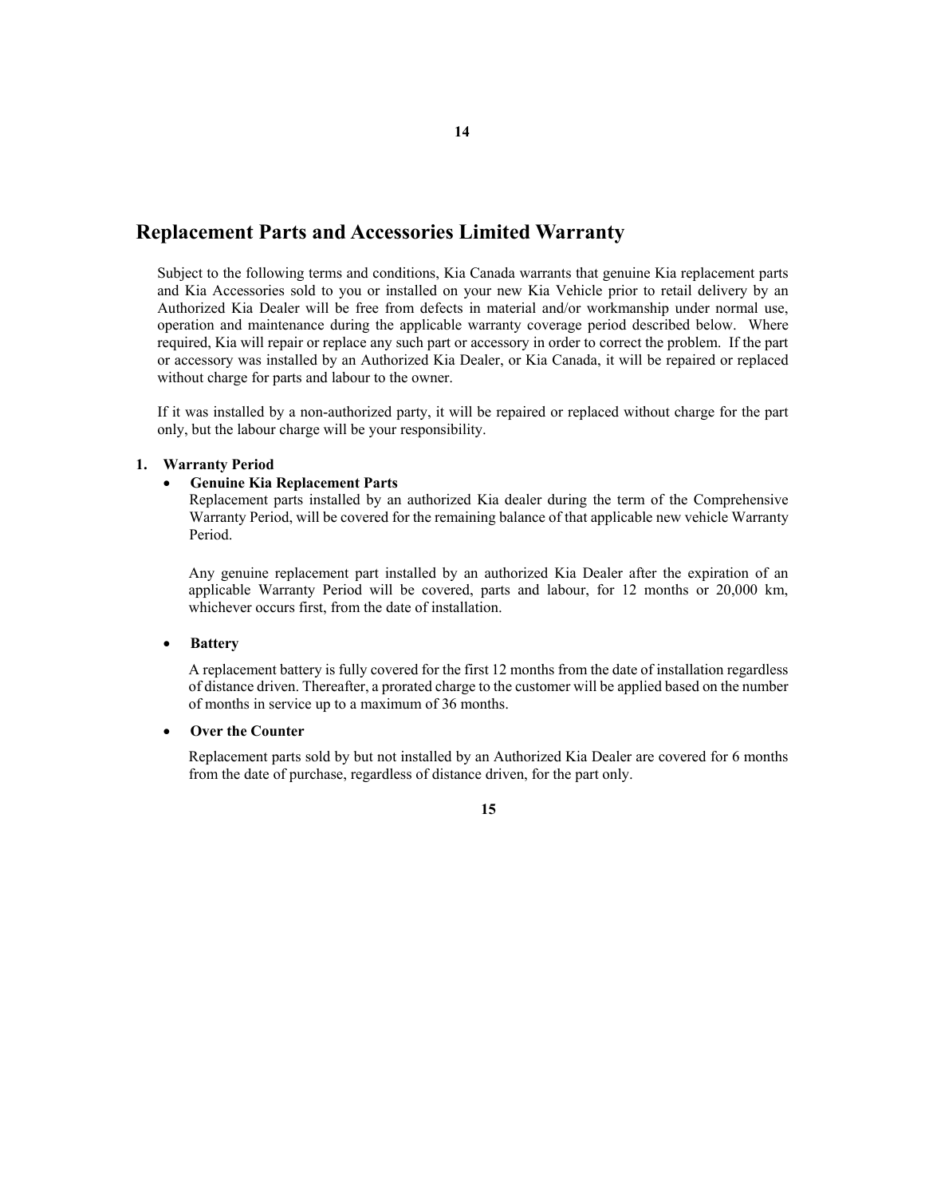## Replacement Parts and Accessories Limited Warranty

Subject to the following terms and conditions, Kia Canada warrants that genuine Kia replacement parts and Kia Accessories sold to you or installed on your new Kia Vehicle prior to retail delivery by an Authorized Kia Dealer will be free from defects in material and/or workmanship under normal use, operation and maintenance during the applicable warranty coverage period described below. Where required, Kia will repair or replace any such part or accessory in order to correct the problem. If the part or accessory was installed by an Authorized Kia Dealer, or Kia Canada, it will be repaired or replaced without charge for parts and labour to the owner.

If it was installed by a non-authorized party, it will be repaired or replaced without charge for the part only, but the labour charge will be your responsibility.

**1. Warranty Period**

- **Genuine Kia Replacement Parts**

  Replacement parts installed by an authorized Kia dealer during the term of the Comprehensive Warranty Period, will be covered for the remaining balance of that applicable new vehicle Warranty Period.

  Any genuine replacement part installed by an authorized Kia Dealer after the expiration of an applicable Warranty Period will be covered, parts and labour, for 12 months or 20,000 km, whichever occurs first, from the date of installation.

- **Battery**

  A replacement battery is fully covered for the first 12 months from the date of installation regardless of distance driven. Thereafter, a prorated charge to the customer will be applied based on the number of months in service up to a maximum of 36 months.

- **Over the Counter**

  Replacement parts sold by but not installed by an Authorized Kia Dealer are covered for 6 months from the date of purchase, regardless of distance driven, for the part only.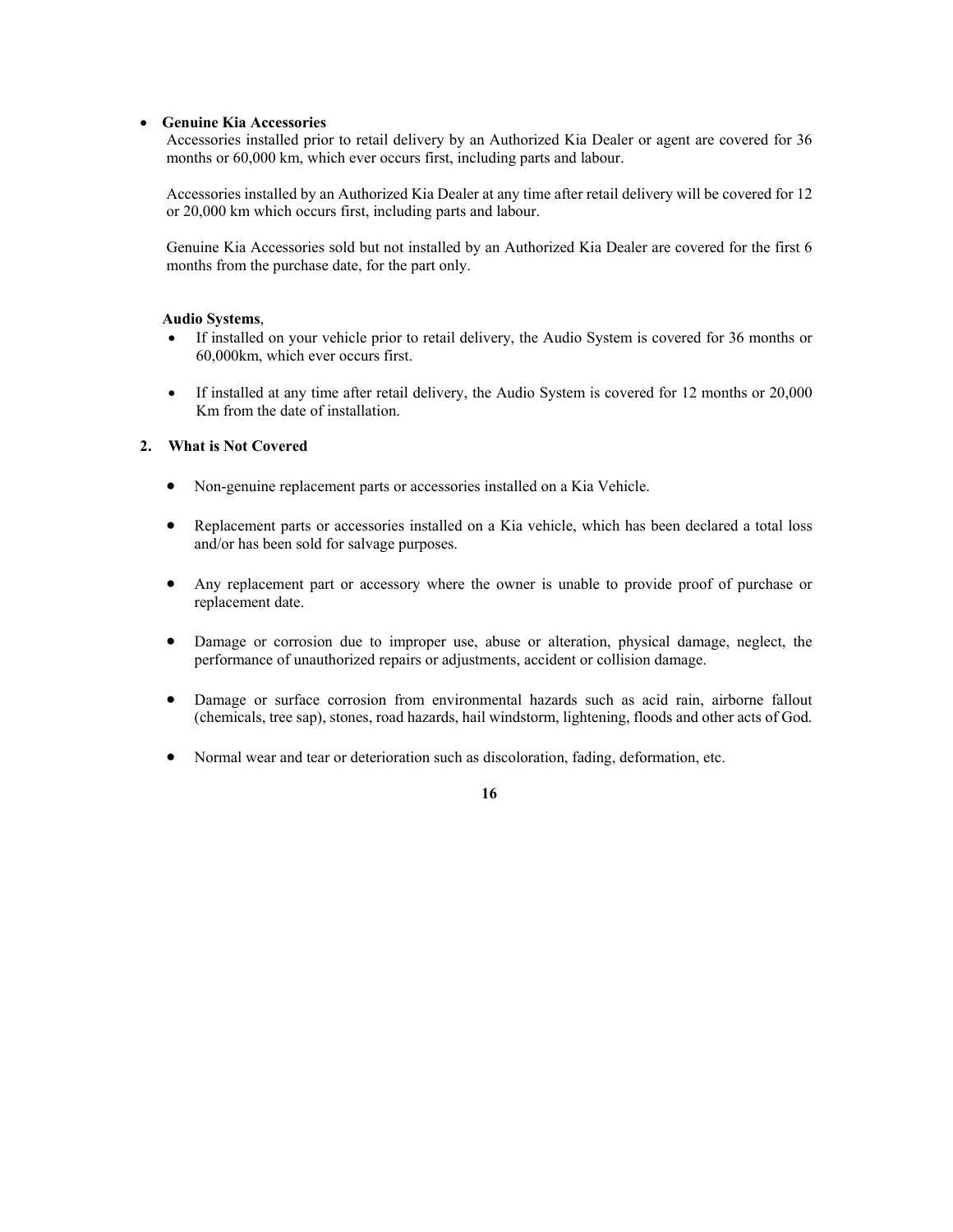- **Genuine Kia Accessories**

  Accessories installed prior to retail delivery by an Authorized Kia Dealer or agent are covered for 36 months or 60,000 km, which ever occurs first, including parts and labour.

  Accessories installed by an Authorized Kia Dealer at any time after retail delivery will be covered for 12 or 20,000 km which occurs first, including parts and labour.

  Genuine Kia Accessories sold but not installed by an Authorized Kia Dealer are covered for the first 6 months from the purchase date, for the part only.

  **Audio Systems**,

  - If installed on your vehicle prior to retail delivery, the Audio System is covered for 36 months or 60,000km, which ever occurs first.
  - If installed at any time after retail delivery, the Audio System is covered for 12 months or 20,000 Km from the date of installation.

**2. What is Not Covered**

- Non-genuine replacement parts or accessories installed on a Kia Vehicle.
- Replacement parts or accessories installed on a Kia vehicle, which has been declared a total loss and/or has been sold for salvage purposes.
- Any replacement part or accessory where the owner is unable to provide proof of purchase or replacement date.
- Damage or corrosion due to improper use, abuse or alteration, physical damage, neglect, the performance of unauthorized repairs or adjustments, accident or collision damage.
- Damage or surface corrosion from environmental hazards such as acid rain, airborne fallout (chemicals, tree sap), stones, road hazards, hail windstorm, lightening, floods and other acts of God.
- Normal wear and tear or deterioration such as discoloration, fading, deformation, etc.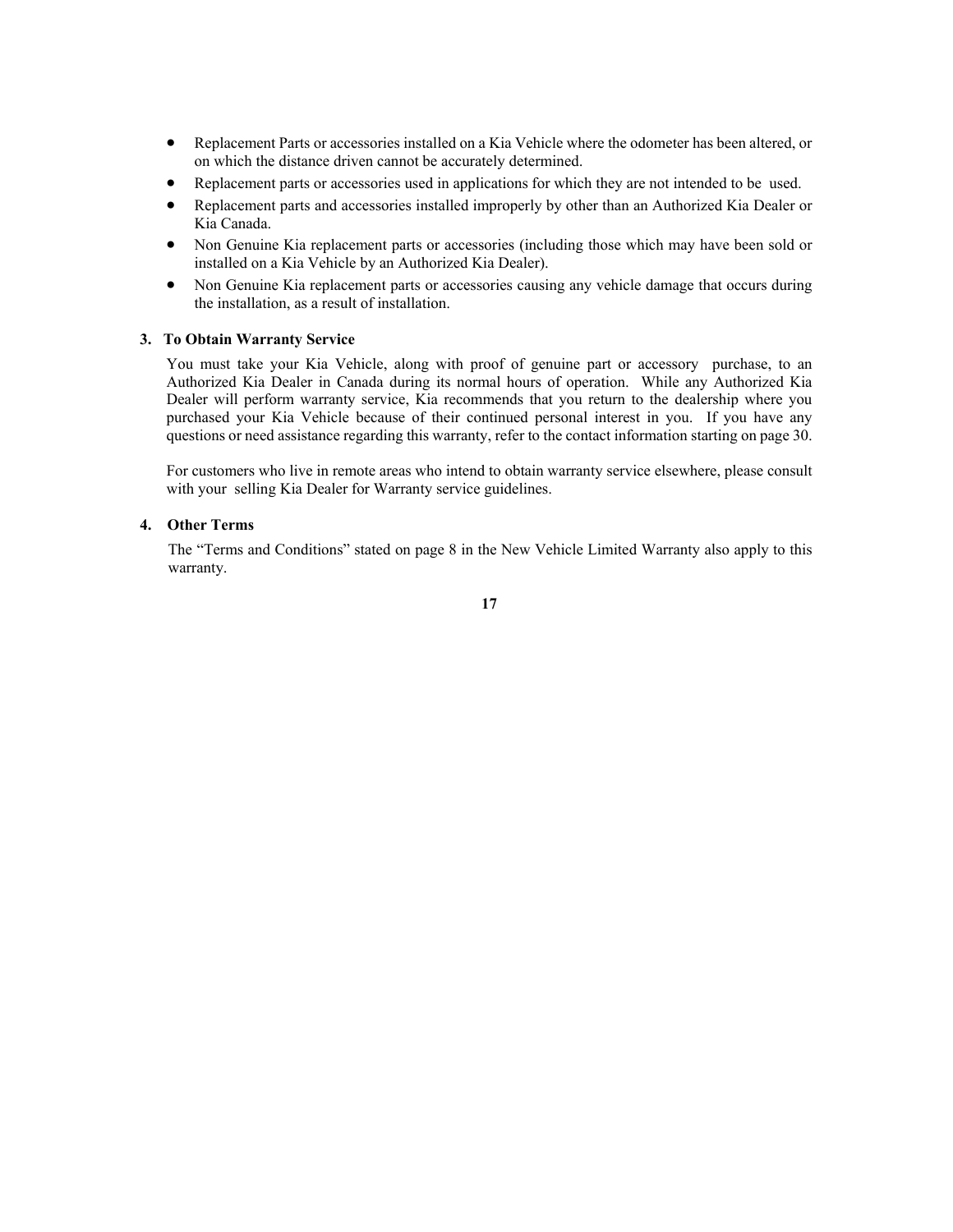- Replacement Parts or accessories installed on a Kia Vehicle where the odometer has been altered, or on which the distance driven cannot be accurately determined.
- Replacement parts or accessories used in applications for which they are not intended to be used.
- Replacement parts and accessories installed improperly by other than an Authorized Kia Dealer or Kia Canada.
- Non Genuine Kia replacement parts or accessories (including those which may have been sold or installed on a Kia Vehicle by an Authorized Kia Dealer).
- Non Genuine Kia replacement parts or accessories causing any vehicle damage that occurs during the installation, as a result of installation.

**3. To Obtain Warranty Service**

You must take your Kia Vehicle, along with proof of genuine part or accessory purchase, to an Authorized Kia Dealer in Canada during its normal hours of operation. While any Authorized Kia Dealer will perform warranty service, Kia recommends that you return to the dealership where you purchased your Kia Vehicle because of their continued personal interest in you. If you have any questions or need assistance regarding this warranty, refer to the contact information starting on page 30.

For customers who live in remote areas who intend to obtain warranty service elsewhere, please consult with your selling Kia Dealer for Warranty service guidelines.

**4. Other Terms**

The “Terms and Conditions” stated on page 8 in the New Vehicle Limited Warranty also apply to this warranty.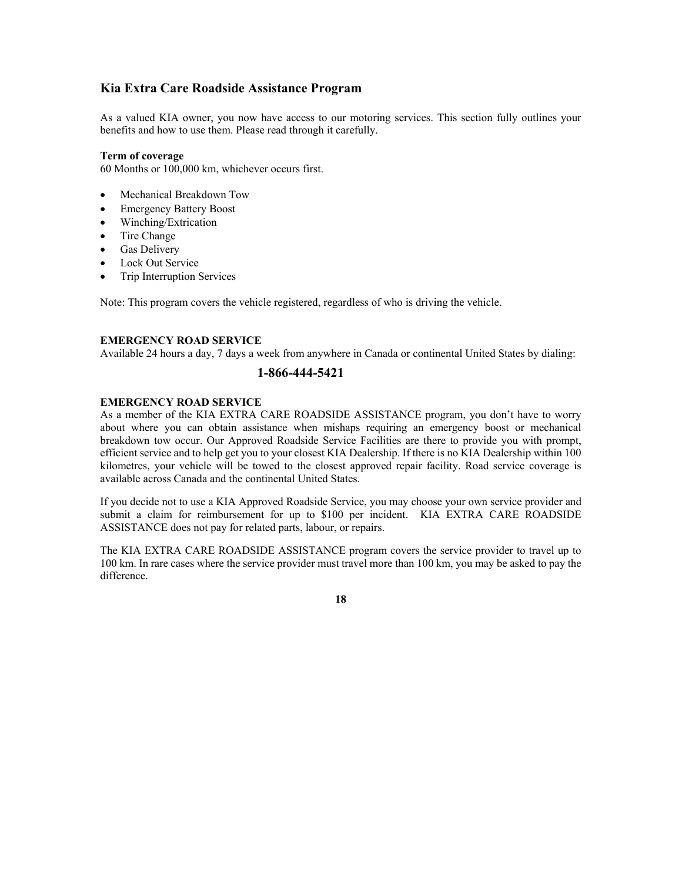## Kia Extra Care Roadside Assistance Program

As a valued KIA owner, you now have access to our motoring services. This section fully outlines your benefits and how to use them. Please read through it carefully.

**Term of coverage**
60 Months or 100,000 km, whichever occurs first.

- Mechanical Breakdown Tow
- Emergency Battery Boost
- Winching/Extrication
- Tire Change
- Gas Delivery
- Lock Out Service
- Trip Interruption Services

Note: This program covers the vehicle registered, regardless of who is driving the vehicle.

**EMERGENCY ROAD SERVICE**
Available 24 hours a day, 7 days a week from anywhere in Canada or continental United States by dialing:

**1-866-444-5421**

**EMERGENCY ROAD SERVICE**
As a member of the KIA EXTRA CARE ROADSIDE ASSISTANCE program, you don't have to worry about where you can obtain assistance when mishaps requiring an emergency boost or mechanical breakdown tow occur. Our Approved Roadside Service Facilities are there to provide you with prompt, efficient service and to help get you to your closest KIA Dealership. If there is no KIA Dealership within 100 kilometres, your vehicle will be towed to the closest approved repair facility. Road service coverage is available across Canada and the continental United States.

If you decide not to use a KIA Approved Roadside Service, you may choose your own service provider and submit a claim for reimbursement for up to $100 per incident. KIA EXTRA CARE ROADSIDE ASSISTANCE does not pay for related parts, labour, or repairs.

The KIA EXTRA CARE ROADSIDE ASSISTANCE program covers the service provider to travel up to 100 km. In rare cases where the service provider must travel more than 100 km, you may be asked to pay the difference.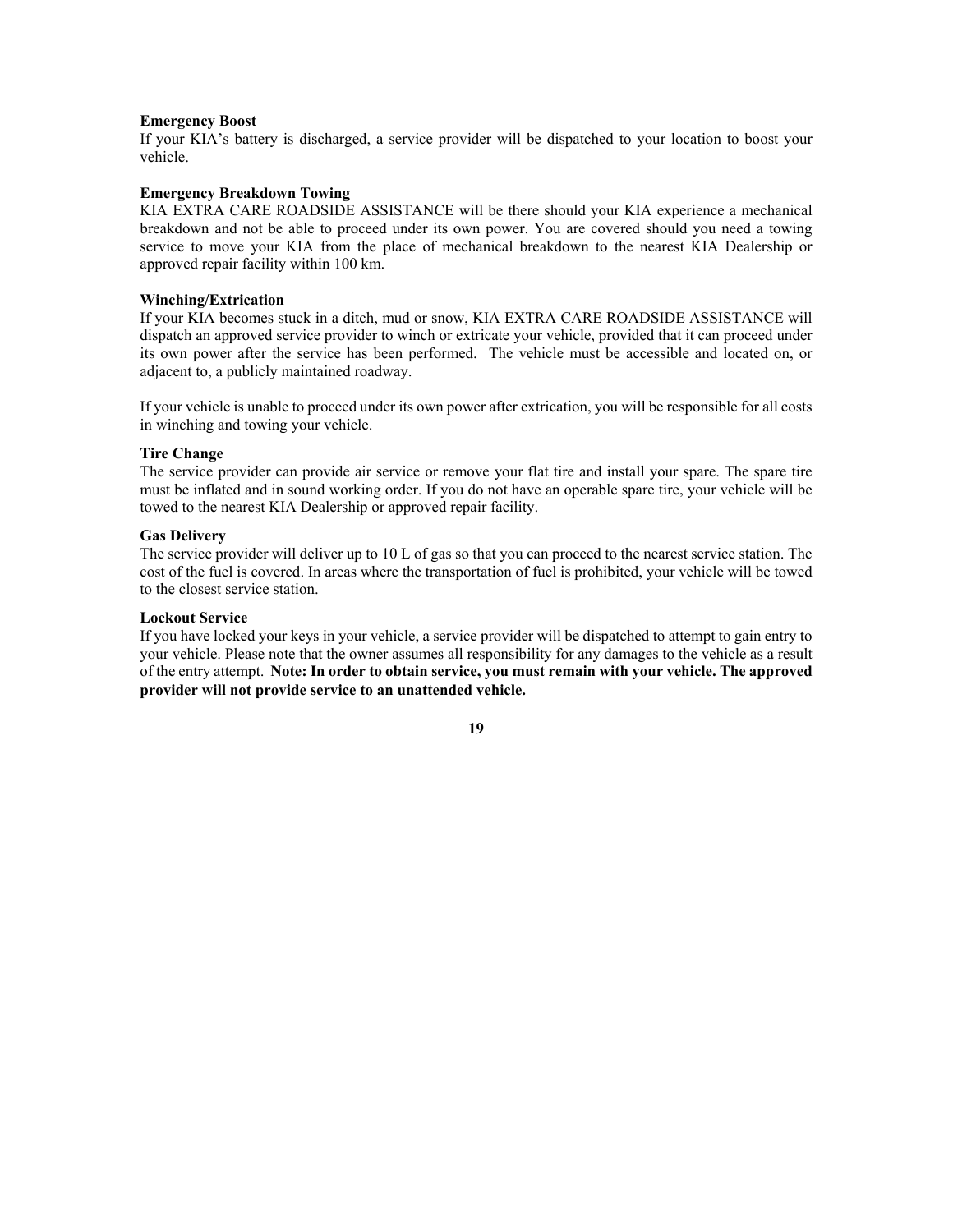**Emergency Boost**

If your KIA's battery is discharged, a service provider will be dispatched to your location to boost your vehicle.

**Emergency Breakdown Towing**

KIA EXTRA CARE ROADSIDE ASSISTANCE will be there should your KIA experience a mechanical breakdown and not be able to proceed under its own power. You are covered should you need a towing service to move your KIA from the place of mechanical breakdown to the nearest KIA Dealership or approved repair facility within 100 km.

**Winching/Extrication**

If your KIA becomes stuck in a ditch, mud or snow, KIA EXTRA CARE ROADSIDE ASSISTANCE will dispatch an approved service provider to winch or extricate your vehicle, provided that it can proceed under its own power after the service has been performed. The vehicle must be accessible and located on, or adjacent to, a publicly maintained roadway.

If your vehicle is unable to proceed under its own power after extrication, you will be responsible for all costs in winching and towing your vehicle.

**Tire Change**

The service provider can provide air service or remove your flat tire and install your spare. The spare tire must be inflated and in sound working order. If you do not have an operable spare tire, your vehicle will be towed to the nearest KIA Dealership or approved repair facility.

**Gas Delivery**

The service provider will deliver up to 10 L of gas so that you can proceed to the nearest service station. The cost of the fuel is covered. In areas where the transportation of fuel is prohibited, your vehicle will be towed to the closest service station.

**Lockout Service**

If you have locked your keys in your vehicle, a service provider will be dispatched to attempt to gain entry to your vehicle. Please note that the owner assumes all responsibility for any damages to the vehicle as a result of the entry attempt. **Note: In order to obtain service, you must remain with your vehicle. The approved provider will not provide service to an unattended vehicle.**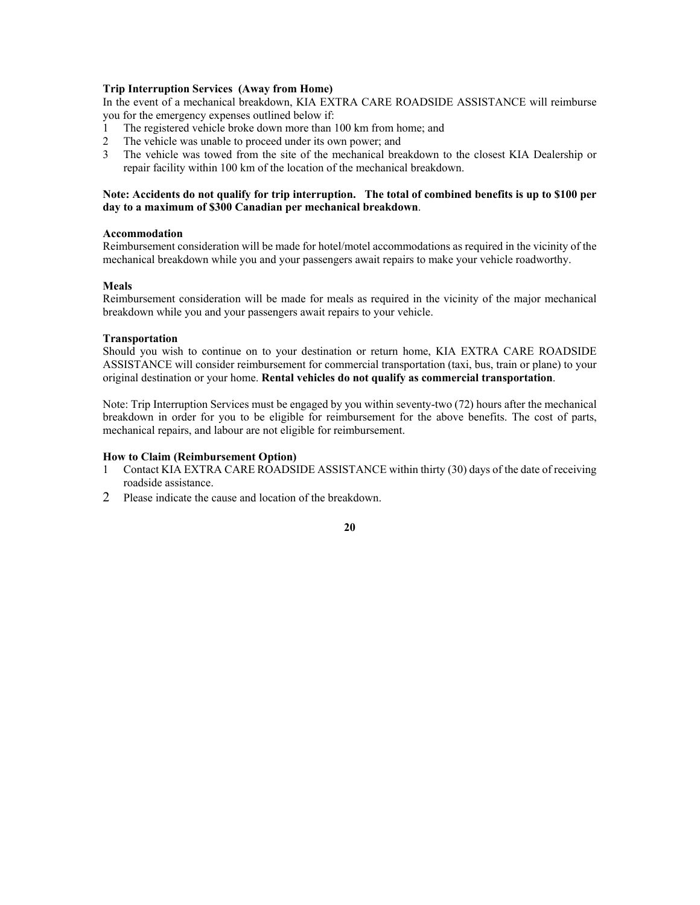**Trip Interruption Services (Away from Home)**

In the event of a mechanical breakdown, KIA EXTRA CARE ROADSIDE ASSISTANCE will reimburse you for the emergency expenses outlined below if:

1. The registered vehicle broke down more than 100 km from home; and
2. The vehicle was unable to proceed under its own power; and
3. The vehicle was towed from the site of the mechanical breakdown to the closest KIA Dealership or repair facility within 100 km of the location of the mechanical breakdown.

**Note: Accidents do not qualify for trip interruption. The total of combined benefits is up to $100 per day to a maximum of $300 Canadian per mechanical breakdown**.

**Accommodation**

Reimbursement consideration will be made for hotel/motel accommodations as required in the vicinity of the mechanical breakdown while you and your passengers await repairs to make your vehicle roadworthy.

**Meals**

Reimbursement consideration will be made for meals as required in the vicinity of the major mechanical breakdown while you and your passengers await repairs to your vehicle.

**Transportation**

Should you wish to continue on to your destination or return home, KIA EXTRA CARE ROADSIDE ASSISTANCE will consider reimbursement for commercial transportation (taxi, bus, train or plane) to your original destination or your home. **Rental vehicles do not qualify as commercial transportation**.

Note: Trip Interruption Services must be engaged by you within seventy-two (72) hours after the mechanical breakdown in order for you to be eligible for reimbursement for the above benefits. The cost of parts, mechanical repairs, and labour are not eligible for reimbursement.

**How to Claim (Reimbursement Option)**

1. Contact KIA EXTRA CARE ROADSIDE ASSISTANCE within thirty (30) days of the date of receiving roadside assistance.
2. Please indicate the cause and location of the breakdown.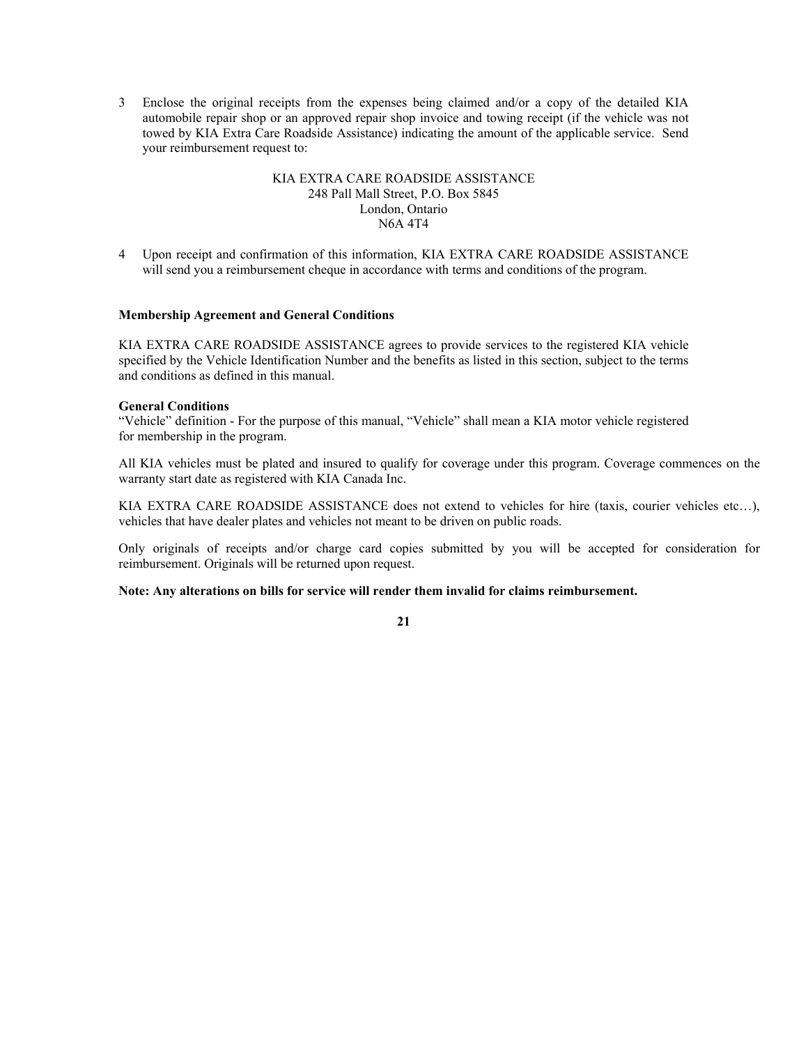3. Enclose the original receipts from the expenses being claimed and/or a copy of the detailed KIA automobile repair shop or an approved repair shop invoice and towing receipt (if the vehicle was not towed by KIA Extra Care Roadside Assistance) indicating the amount of the applicable service. Send your reimbursement request to:

   KIA EXTRA CARE ROADSIDE ASSISTANCE
   248 Pall Mall Street, P.O. Box 5845
   London, Ontario
   N6A 4T4

4. Upon receipt and confirmation of this information, KIA EXTRA CARE ROADSIDE ASSISTANCE will send you a reimbursement cheque in accordance with terms and conditions of the program.

**Membership Agreement and General Conditions**

KIA EXTRA CARE ROADSIDE ASSISTANCE agrees to provide services to the registered KIA vehicle specified by the Vehicle Identification Number and the benefits as listed in this section, subject to the terms and conditions as defined in this manual.

**General Conditions**

"Vehicle" definition - For the purpose of this manual, "Vehicle" shall mean a KIA motor vehicle registered for membership in the program.

All KIA vehicles must be plated and insured to qualify for coverage under this program. Coverage commences on the warranty start date as registered with KIA Canada Inc.

KIA EXTRA CARE ROADSIDE ASSISTANCE does not extend to vehicles for hire (taxis, courier vehicles etc…), vehicles that have dealer plates and vehicles not meant to be driven on public roads.

Only originals of receipts and/or charge card copies submitted by you will be accepted for consideration for reimbursement. Originals will be returned upon request.

**Note: Any alterations on bills for service will render them invalid for claims reimbursement.**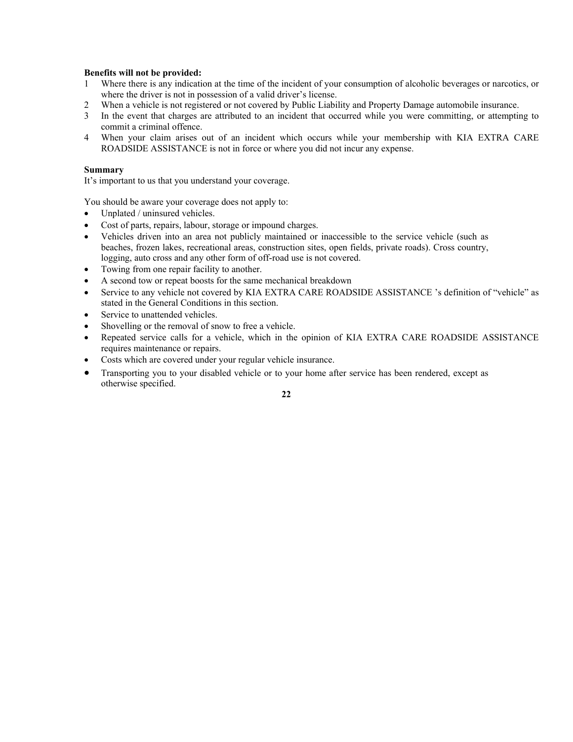**Benefits will not be provided:**

1. Where there is any indication at the time of the incident of your consumption of alcoholic beverages or narcotics, or where the driver is not in possession of a valid driver's license.
2. When a vehicle is not registered or not covered by Public Liability and Property Damage automobile insurance.
3. In the event that charges are attributed to an incident that occurred while you were committing, or attempting to commit a criminal offence.
4. When your claim arises out of an incident which occurs while your membership with KIA EXTRA CARE ROADSIDE ASSISTANCE is not in force or where you did not incur any expense.

**Summary**

It's important to us that you understand your coverage.

You should be aware your coverage does not apply to:

- Unplated / uninsured vehicles.
- Cost of parts, repairs, labour, storage or impound charges.
- Vehicles driven into an area not publicly maintained or inaccessible to the service vehicle (such as beaches, frozen lakes, recreational areas, construction sites, open fields, private roads). Cross country, logging, auto cross and any other form of off-road use is not covered.
- Towing from one repair facility to another.
- A second tow or repeat boosts for the same mechanical breakdown
- Service to any vehicle not covered by KIA EXTRA CARE ROADSIDE ASSISTANCE 's definition of "vehicle" as stated in the General Conditions in this section.
- Service to unattended vehicles.
- Shovelling or the removal of snow to free a vehicle.
- Repeated service calls for a vehicle, which in the opinion of KIA EXTRA CARE ROADSIDE ASSISTANCE requires maintenance or repairs.
- Costs which are covered under your regular vehicle insurance.
- Transporting you to your disabled vehicle or to your home after service has been rendered, except as otherwise specified.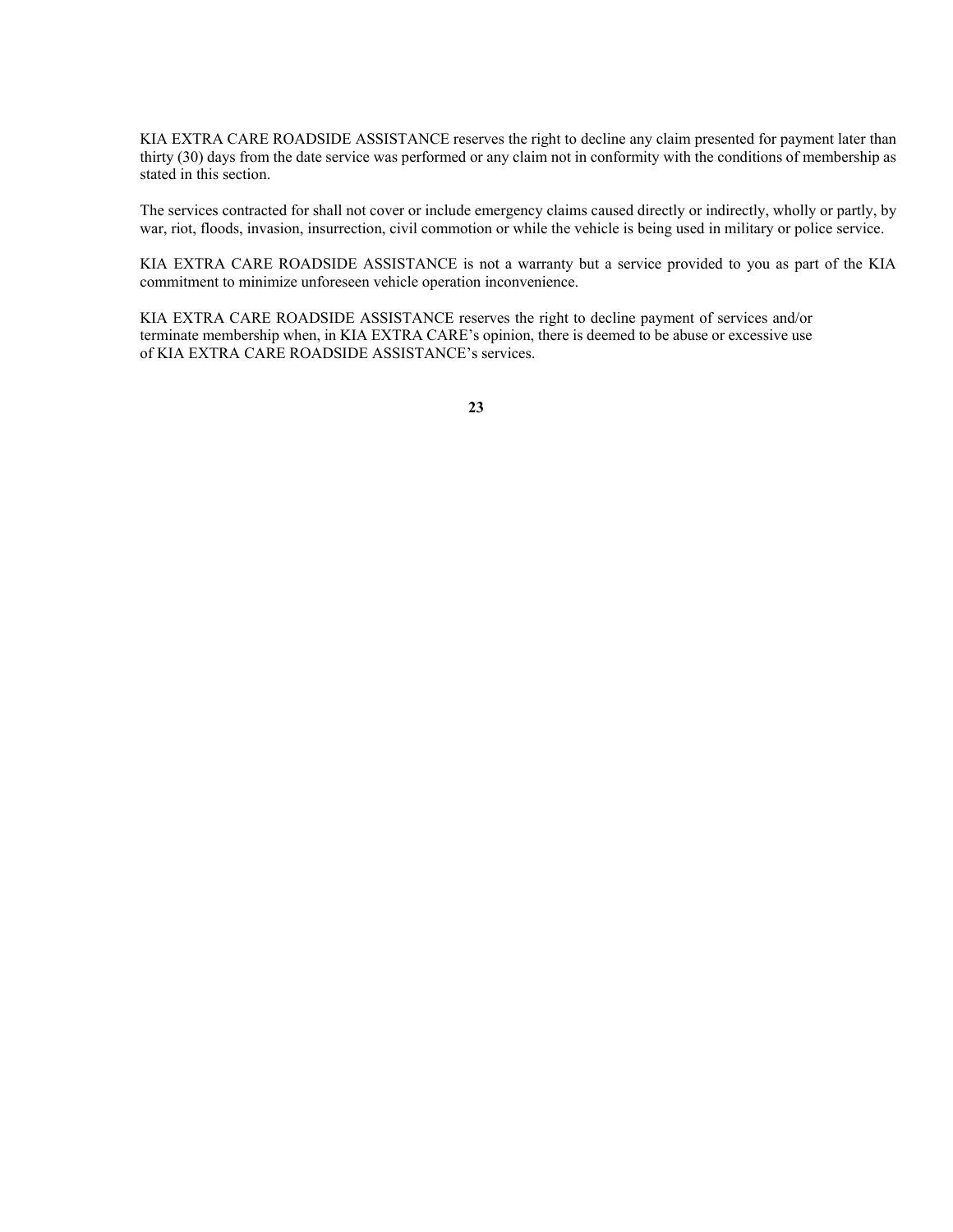KIA EXTRA CARE ROADSIDE ASSISTANCE reserves the right to decline any claim presented for payment later than thirty (30) days from the date service was performed or any claim not in conformity with the conditions of membership as stated in this section.

The services contracted for shall not cover or include emergency claims caused directly or indirectly, wholly or partly, by war, riot, floods, invasion, insurrection, civil commotion or while the vehicle is being used in military or police service.

KIA EXTRA CARE ROADSIDE ASSISTANCE is not a warranty but a service provided to you as part of the KIA commitment to minimize unforeseen vehicle operation inconvenience.

KIA EXTRA CARE ROADSIDE ASSISTANCE reserves the right to decline payment of services and/or terminate membership when, in KIA EXTRA CARE's opinion, there is deemed to be abuse or excessive use of KIA EXTRA CARE ROADSIDE ASSISTANCE's services.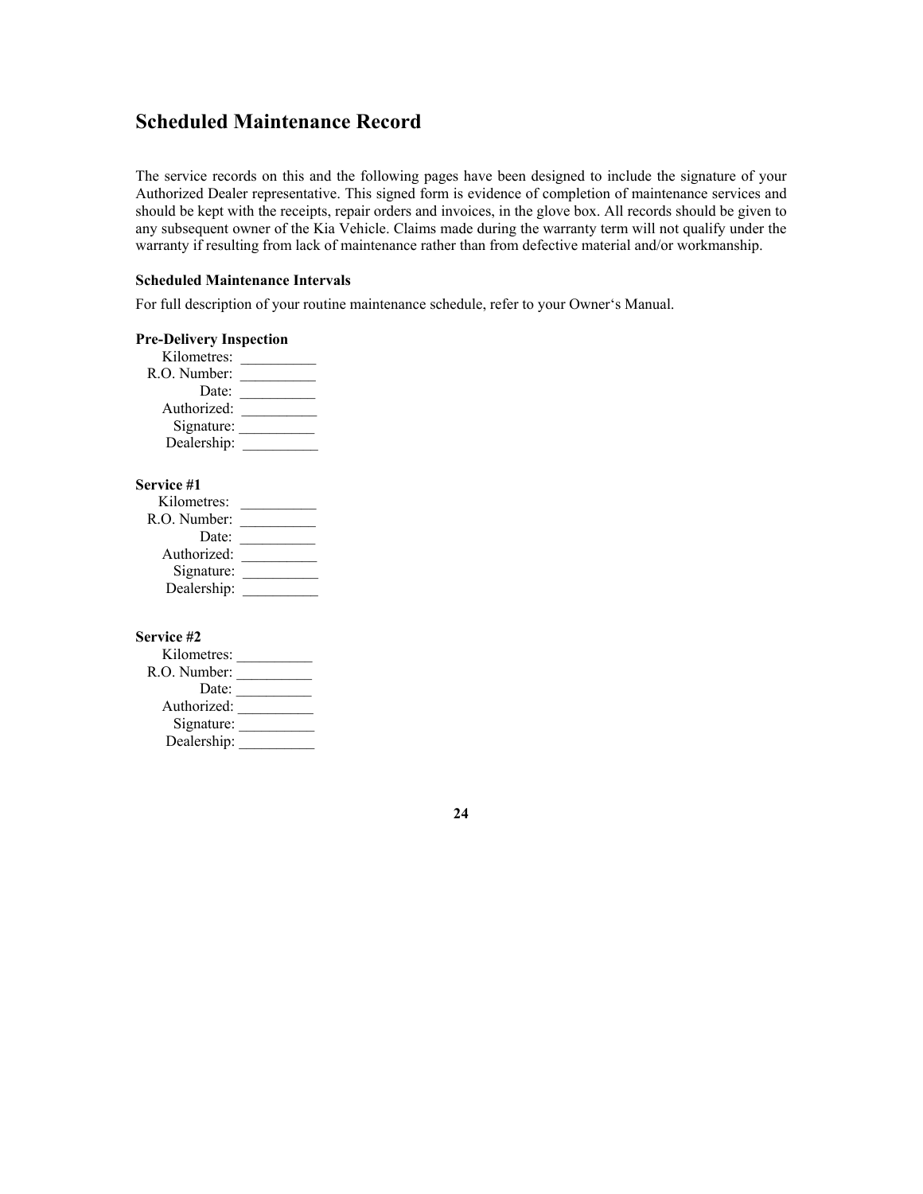## Scheduled Maintenance Record

The service records on this and the following pages have been designed to include the signature of your Authorized Dealer representative. This signed form is evidence of completion of maintenance services and should be kept with the receipts, repair orders and invoices, in the glove box. All records should be given to any subsequent owner of the Kia Vehicle. Claims made during the warranty term will not qualify under the warranty if resulting from lack of maintenance rather than from defective material and/or workmanship.

**Scheduled Maintenance Intervals**

For full description of your routine maintenance schedule, refer to your Owner's Manual.

**Pre-Delivery Inspection**

Kilometres: __________
R.O. Number: __________
Date: __________
Authorized: __________
Signature: __________
Dealership: __________

**Service #1**

Kilometres: __________
R.O. Number: __________
Date: __________
Authorized: __________
Signature: __________
Dealership: __________

**Service #2**

Kilometres: __________
R.O. Number: __________
Date: __________
Authorized: __________
Signature: __________
Dealership: __________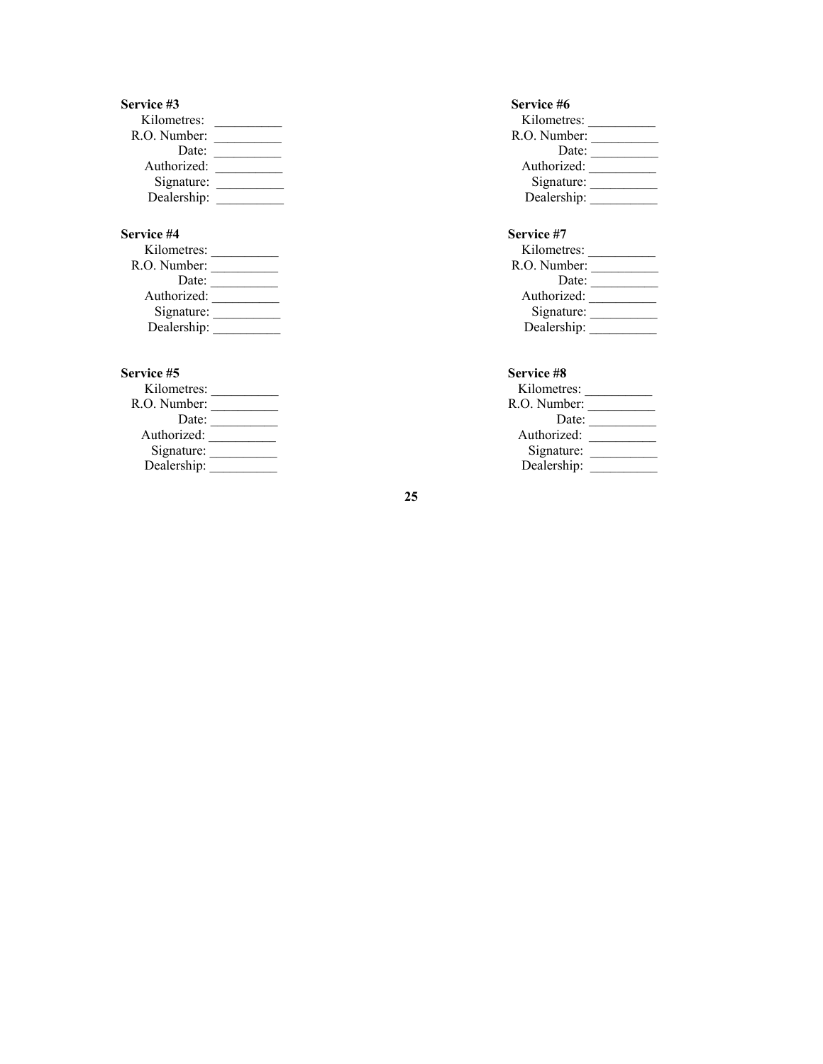**Service #3**

Kilometres: __________
R.O. Number: __________
Date: __________
Authorized: __________
Signature: __________
Dealership: __________

**Service #4**

Kilometres: __________
R.O. Number: __________
Date: __________
Authorized: __________
Signature: __________
Dealership: __________

**Service #5**

Kilometres: __________
R.O. Number: __________
Date: __________
Authorized: __________
Signature: __________
Dealership: __________

**Service #6**

Kilometres: __________
R.O. Number: __________
Date: __________
Authorized: __________
Signature: __________
Dealership: __________

**Service #7**

Kilometres: __________
R.O. Number: __________
Date: __________
Authorized: __________
Signature: __________
Dealership: __________

**Service #8**

Kilometres: __________
R.O. Number: __________
Date: __________
Authorized: __________
Signature: __________
Dealership: __________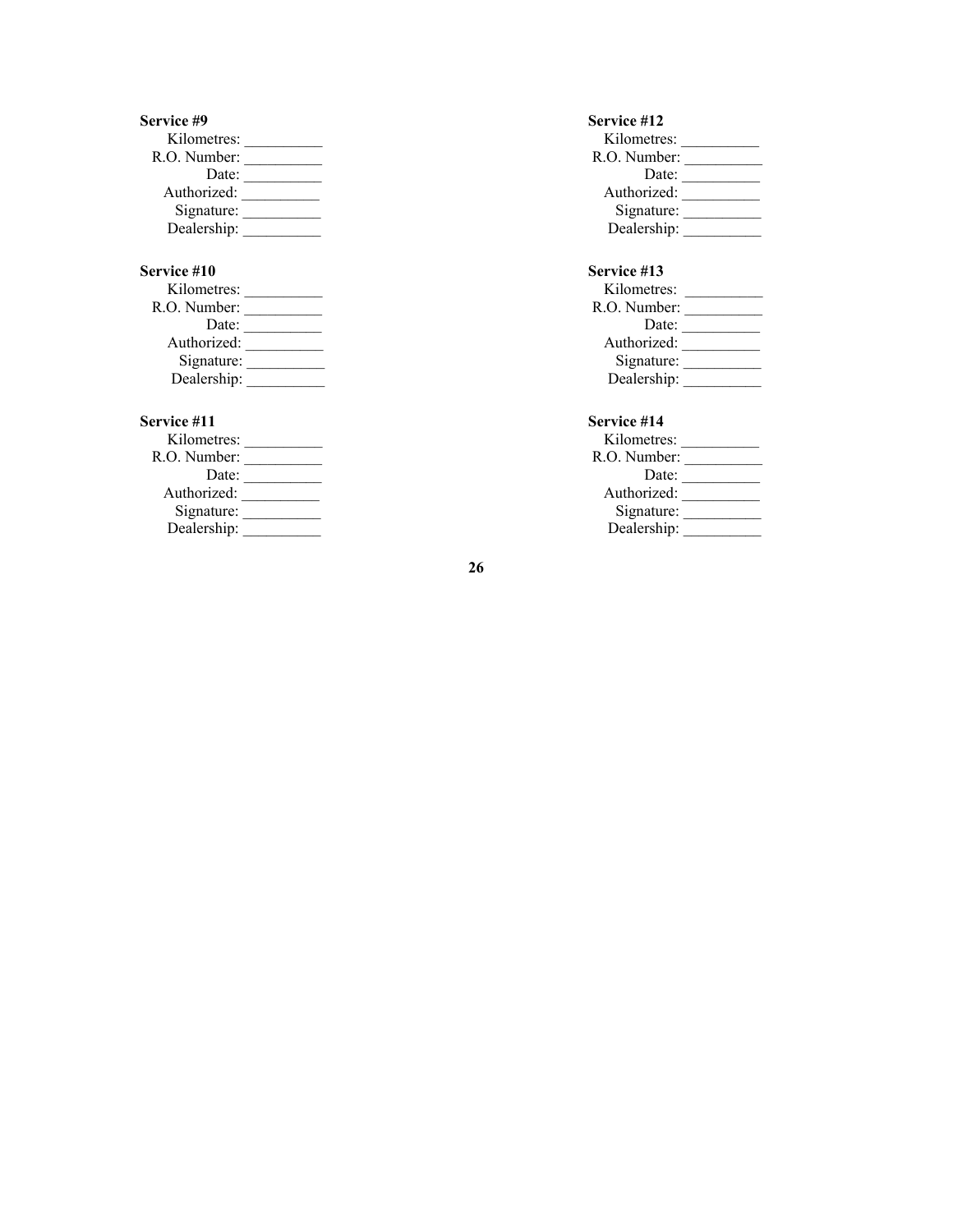**Service #9**

Kilometres: __________
R.O. Number: __________
Date: __________
Authorized: __________
Signature: __________
Dealership: __________

**Service #10**

Kilometres: __________
R.O. Number: __________
Date: __________
Authorized: __________
Signature: __________
Dealership: __________

**Service #11**

Kilometres: __________
R.O. Number: __________
Date: __________
Authorized: __________
Signature: __________
Dealership: __________

**Service #12**

Kilometres: __________
R.O. Number: __________
Date: __________
Authorized: __________
Signature: __________
Dealership: __________

**Service #13**

Kilometres: __________
R.O. Number: __________
Date: __________
Authorized: __________
Signature: __________
Dealership: __________

**Service #14**

Kilometres: __________
R.O. Number: __________
Date: __________
Authorized: __________
Signature: __________
Dealership: __________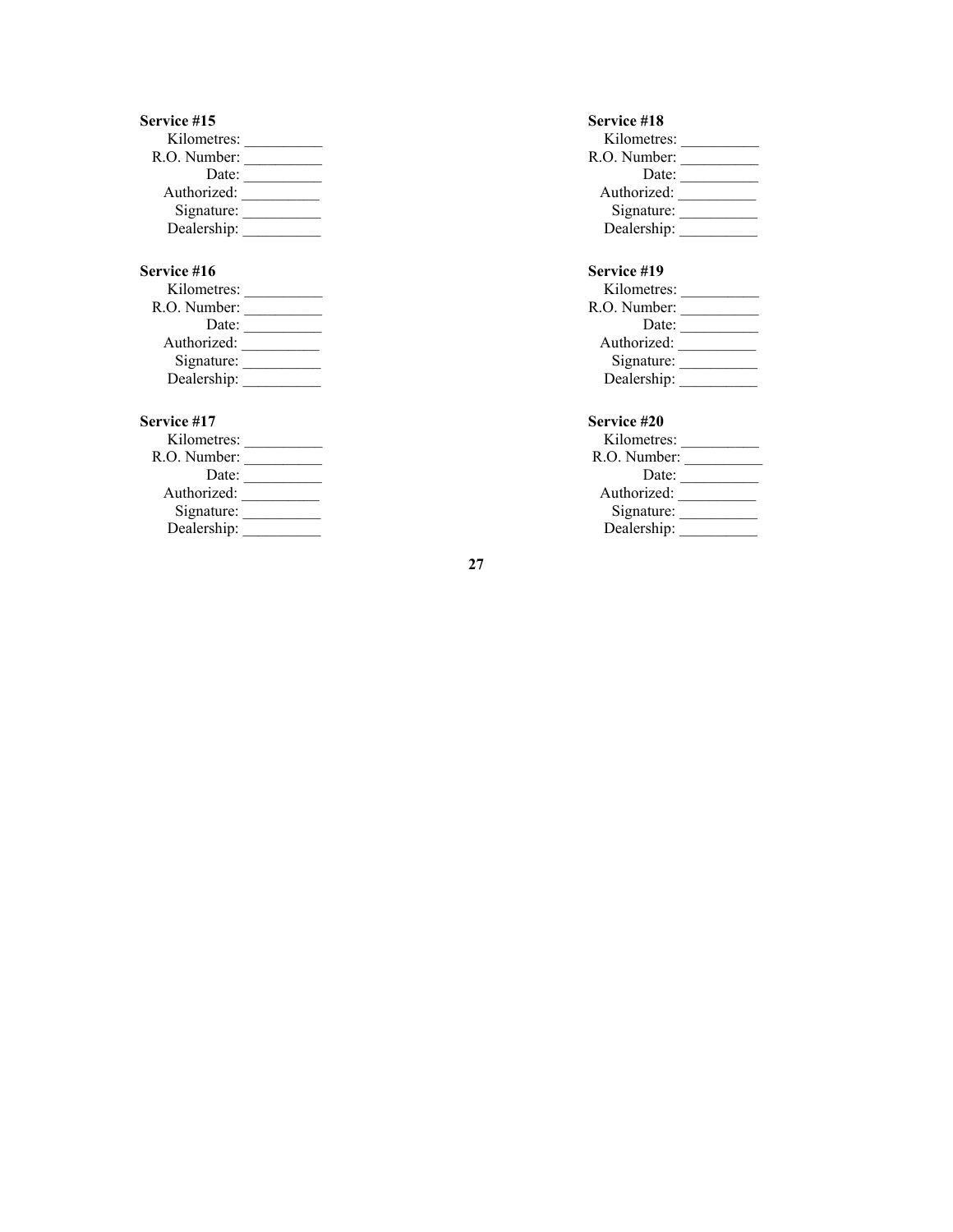**Service #15**

Kilometres: __________
R.O. Number: __________
Date: __________
Authorized: __________
Signature: __________
Dealership: __________

**Service #16**

Kilometres: __________
R.O. Number: __________
Date: __________
Authorized: __________
Signature: __________
Dealership: __________

**Service #17**

Kilometres: __________
R.O. Number: __________
Date: __________
Authorized: __________
Signature: __________
Dealership: __________

**Service #18**

Kilometres: __________
R.O. Number: __________
Date: __________
Authorized: __________
Signature: __________
Dealership: __________

**Service #19**

Kilometres: __________
R.O. Number: __________
Date: __________
Authorized: __________
Signature: __________
Dealership: __________

**Service #20**

Kilometres: __________
R.O. Number: __________
Date: __________
Authorized: __________
Signature: __________
Dealership: __________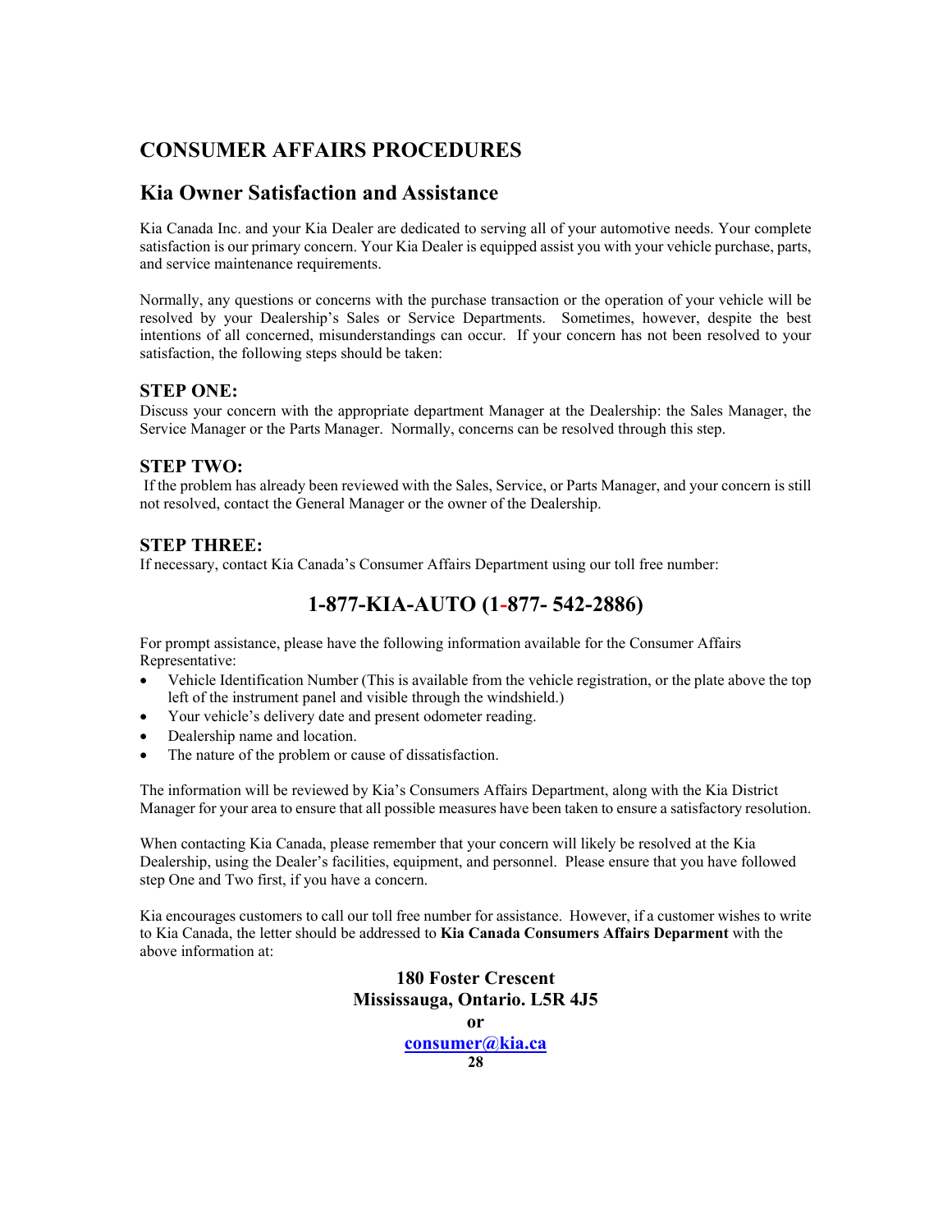# CONSUMER AFFAIRS PROCEDURES

## Kia Owner Satisfaction and Assistance

Kia Canada Inc. and your Kia Dealer are dedicated to serving all of your automotive needs. Your complete satisfaction is our primary concern. Your Kia Dealer is equipped assist you with your vehicle purchase, parts, and service maintenance requirements.

Normally, any questions or concerns with the purchase transaction or the operation of your vehicle will be resolved by your Dealership's Sales or Service Departments. Sometimes, however, despite the best intentions of all concerned, misunderstandings can occur. If your concern has not been resolved to your satisfaction, the following steps should be taken:

### STEP ONE:

Discuss your concern with the appropriate department Manager at the Dealership: the Sales Manager, the Service Manager or the Parts Manager. Normally, concerns can be resolved through this step.

### STEP TWO:

If the problem has already been reviewed with the Sales, Service, or Parts Manager, and your concern is still not resolved, contact the General Manager or the owner of the Dealership.

### STEP THREE:

If necessary, contact Kia Canada's Consumer Affairs Department using our toll free number:

## 1-877-KIA-AUTO (1-877- 542-2886)

For prompt assistance, please have the following information available for the Consumer Affairs Representative:

- Vehicle Identification Number (This is available from the vehicle registration, or the plate above the top left of the instrument panel and visible through the windshield.)
- Your vehicle's delivery date and present odometer reading.
- Dealership name and location.
- The nature of the problem or cause of dissatisfaction.

The information will be reviewed by Kia's Consumers Affairs Department, along with the Kia District Manager for your area to ensure that all possible measures have been taken to ensure a satisfactory resolution.

When contacting Kia Canada, please remember that your concern will likely be resolved at the Kia Dealership, using the Dealer's facilities, equipment, and personnel. Please ensure that you have followed step One and Two first, if you have a concern.

Kia encourages customers to call our toll free number for assistance. However, if a customer wishes to write to Kia Canada, the letter should be addressed to **Kia Canada Consumers Affairs Deparment** with the above information at:

**180 Foster Crescent**
**Mississauga, Ontario. L5R 4J5**

**or**

**consumer@kia.ca**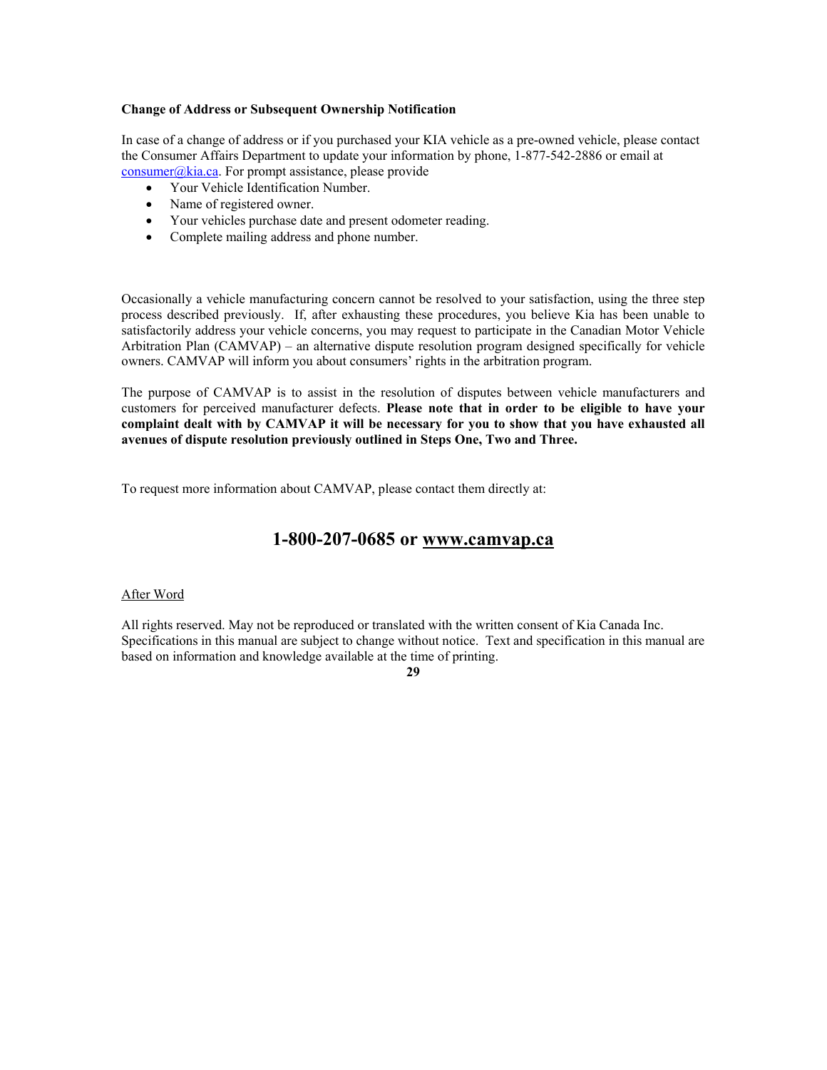**Change of Address or Subsequent Ownership Notification**

In case of a change of address or if you purchased your KIA vehicle as a pre-owned vehicle, please contact the Consumer Affairs Department to update your information by phone, 1-877-542-2886 or email at consumer@kia.ca. For prompt assistance, please provide

- Your Vehicle Identification Number.
- Name of registered owner.
- Your vehicles purchase date and present odometer reading.
- Complete mailing address and phone number.

Occasionally a vehicle manufacturing concern cannot be resolved to your satisfaction, using the three step process described previously. If, after exhausting these procedures, you believe Kia has been unable to satisfactorily address your vehicle concerns, you may request to participate in the Canadian Motor Vehicle Arbitration Plan (CAMVAP) – an alternative dispute resolution program designed specifically for vehicle owners. CAMVAP will inform you about consumers' rights in the arbitration program.

The purpose of CAMVAP is to assist in the resolution of disputes between vehicle manufacturers and customers for perceived manufacturer defects. **Please note that in order to be eligible to have your complaint dealt with by CAMVAP it will be necessary for you to show that you have exhausted all avenues of dispute resolution previously outlined in Steps One, Two and Three.**

To request more information about CAMVAP, please contact them directly at:

## 1-800-207-0685 or www.camvap.ca

After Word

All rights reserved. May not be reproduced or translated with the written consent of Kia Canada Inc. Specifications in this manual are subject to change without notice. Text and specification in this manual are based on information and knowledge available at the time of printing.